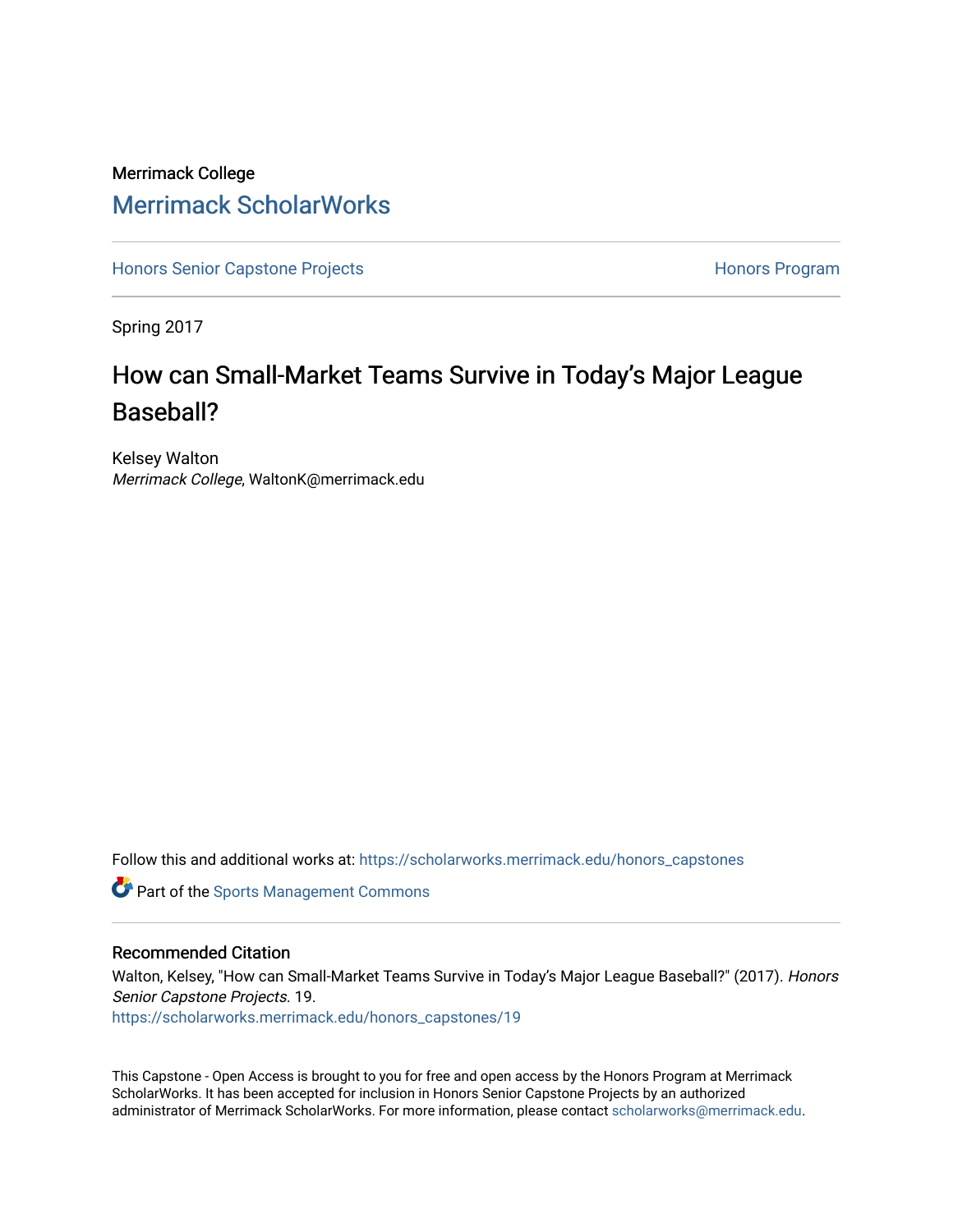Merrimack College

## Merrimack ScholarWorks

Honors Senior Capstone Projects | Honors Program

Spring 2017

# How can Small-Market Teams Survive in Today's Major League Baseball?

Kelsey Walton
*Merrimack College*, WaltonK@merrimack.edu

Follow this and additional works at: https://scholarworks.merrimack.edu/honors_capstones

Part of the Sports Management Commons

### Recommended Citation

Walton, Kelsey, "How can Small-Market Teams Survive in Today's Major League Baseball?" (2017). *Honors Senior Capstone Projects*. 19.
https://scholarworks.merrimack.edu/honors_capstones/19

This Capstone - Open Access is brought to you for free and open access by the Honors Program at Merrimack ScholarWorks. It has been accepted for inclusion in Honors Senior Capstone Projects by an authorized administrator of Merrimack ScholarWorks. For more information, please contact scholarworks@merrimack.edu.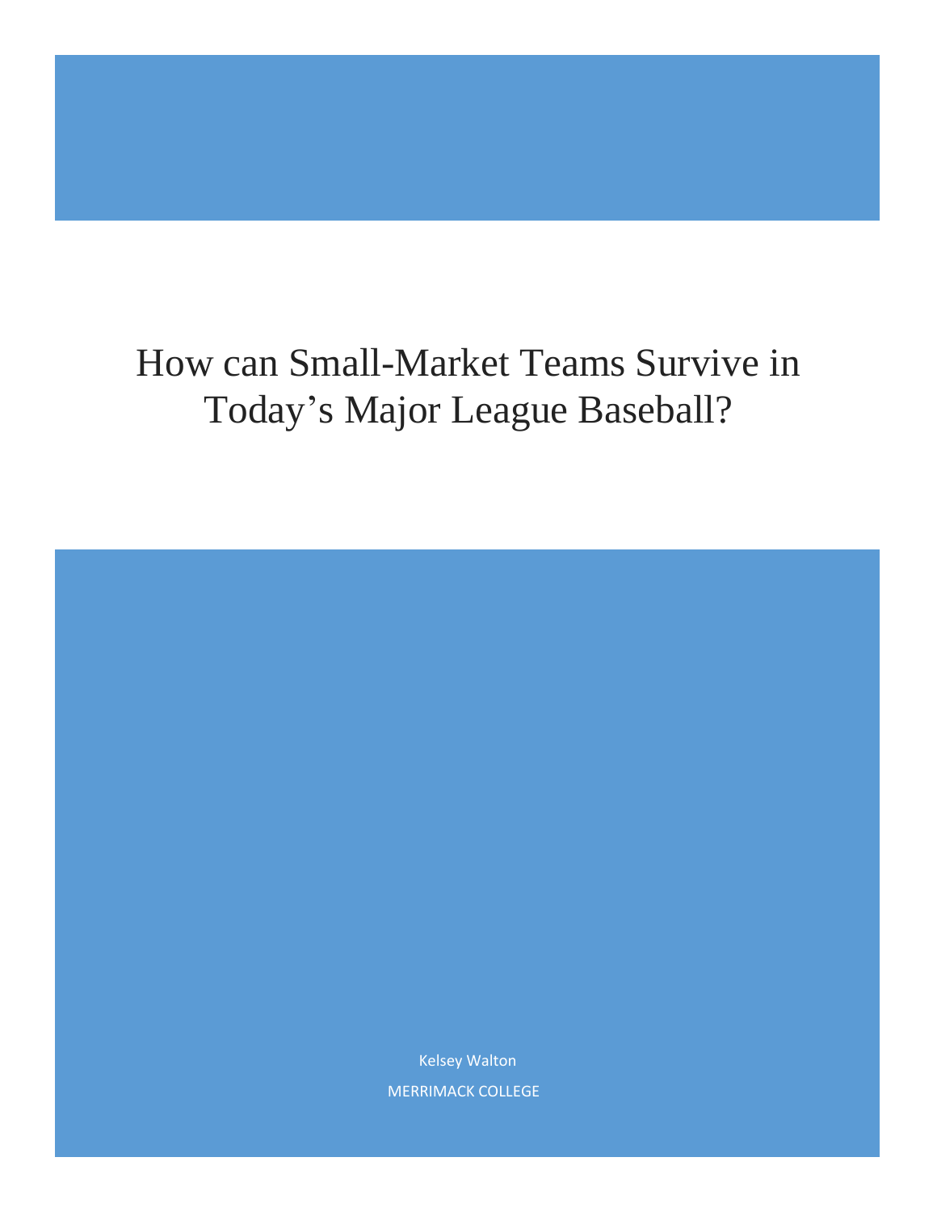# How can Small-Market Teams Survive in Today's Major League Baseball?

Kelsey Walton

MERRIMACK COLLEGE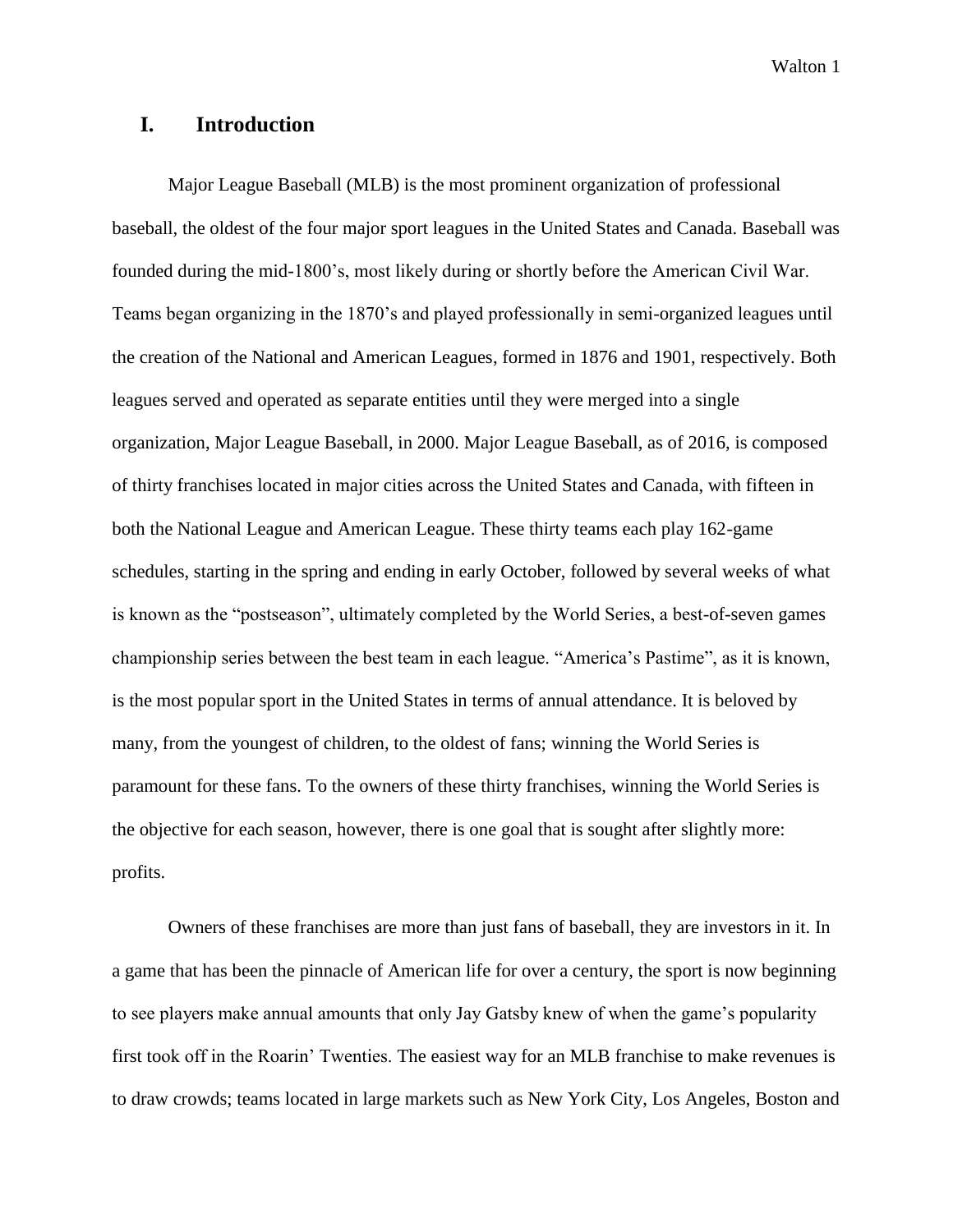## I. Introduction

Major League Baseball (MLB) is the most prominent organization of professional baseball, the oldest of the four major sport leagues in the United States and Canada. Baseball was founded during the mid-1800's, most likely during or shortly before the American Civil War. Teams began organizing in the 1870's and played professionally in semi-organized leagues until the creation of the National and American Leagues, formed in 1876 and 1901, respectively. Both leagues served and operated as separate entities until they were merged into a single organization, Major League Baseball, in 2000. Major League Baseball, as of 2016, is composed of thirty franchises located in major cities across the United States and Canada, with fifteen in both the National League and American League. These thirty teams each play 162-game schedules, starting in the spring and ending in early October, followed by several weeks of what is known as the "postseason", ultimately completed by the World Series, a best-of-seven games championship series between the best team in each league. "America's Pastime", as it is known, is the most popular sport in the United States in terms of annual attendance. It is beloved by many, from the youngest of children, to the oldest of fans; winning the World Series is paramount for these fans. To the owners of these thirty franchises, winning the World Series is the objective for each season, however, there is one goal that is sought after slightly more: profits.

Owners of these franchises are more than just fans of baseball, they are investors in it. In a game that has been the pinnacle of American life for over a century, the sport is now beginning to see players make annual amounts that only Jay Gatsby knew of when the game's popularity first took off in the Roarin' Twenties. The easiest way for an MLB franchise to make revenues is to draw crowds; teams located in large markets such as New York City, Los Angeles, Boston and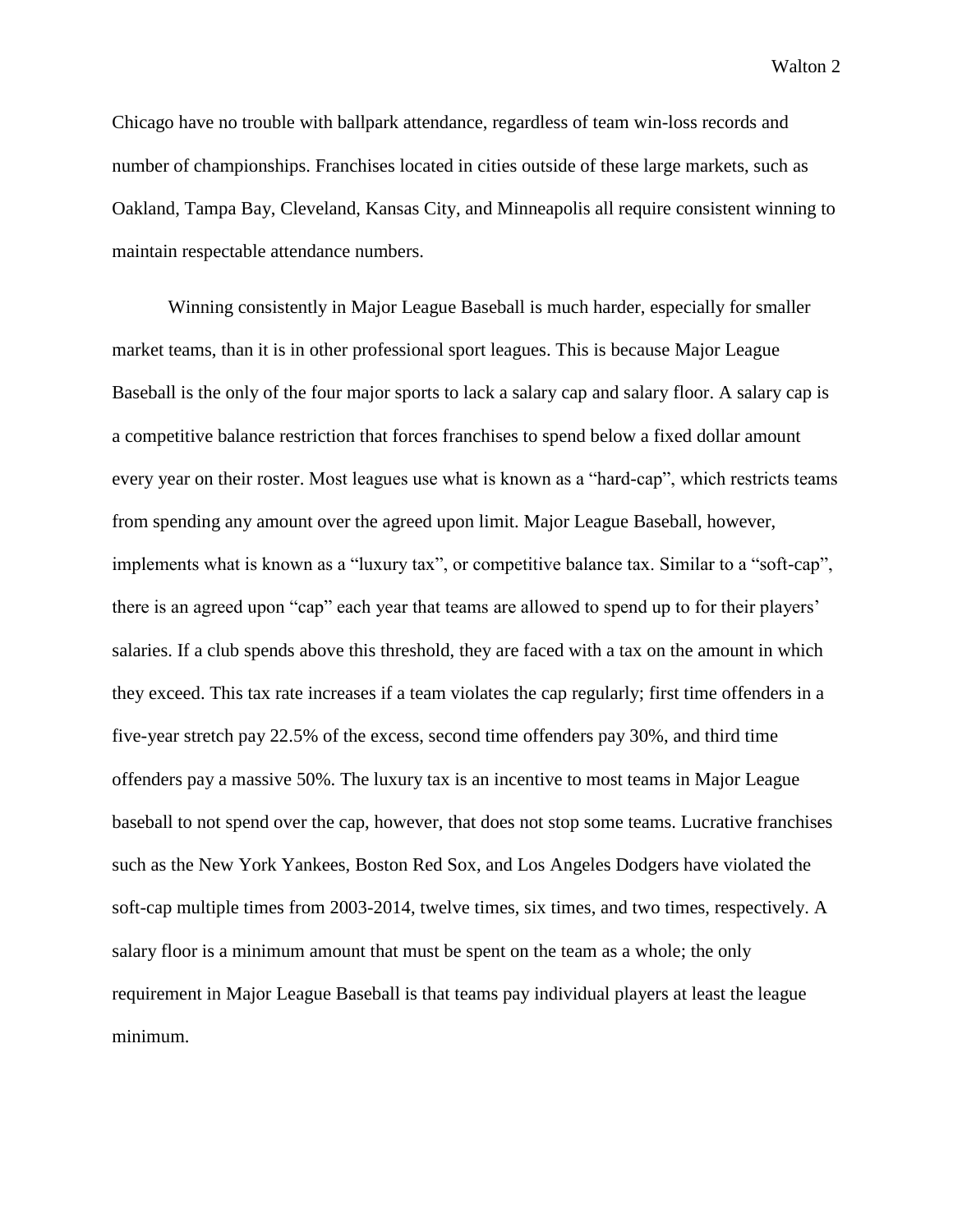Chicago have no trouble with ballpark attendance, regardless of team win-loss records and number of championships. Franchises located in cities outside of these large markets, such as Oakland, Tampa Bay, Cleveland, Kansas City, and Minneapolis all require consistent winning to maintain respectable attendance numbers.

Winning consistently in Major League Baseball is much harder, especially for smaller market teams, than it is in other professional sport leagues. This is because Major League Baseball is the only of the four major sports to lack a salary cap and salary floor. A salary cap is a competitive balance restriction that forces franchises to spend below a fixed dollar amount every year on their roster. Most leagues use what is known as a "hard-cap", which restricts teams from spending any amount over the agreed upon limit. Major League Baseball, however, implements what is known as a "luxury tax", or competitive balance tax. Similar to a "soft-cap", there is an agreed upon "cap" each year that teams are allowed to spend up to for their players' salaries. If a club spends above this threshold, they are faced with a tax on the amount in which they exceed. This tax rate increases if a team violates the cap regularly; first time offenders in a five-year stretch pay 22.5% of the excess, second time offenders pay 30%, and third time offenders pay a massive 50%. The luxury tax is an incentive to most teams in Major League baseball to not spend over the cap, however, that does not stop some teams. Lucrative franchises such as the New York Yankees, Boston Red Sox, and Los Angeles Dodgers have violated the soft-cap multiple times from 2003-2014, twelve times, six times, and two times, respectively. A salary floor is a minimum amount that must be spent on the team as a whole; the only requirement in Major League Baseball is that teams pay individual players at least the league minimum.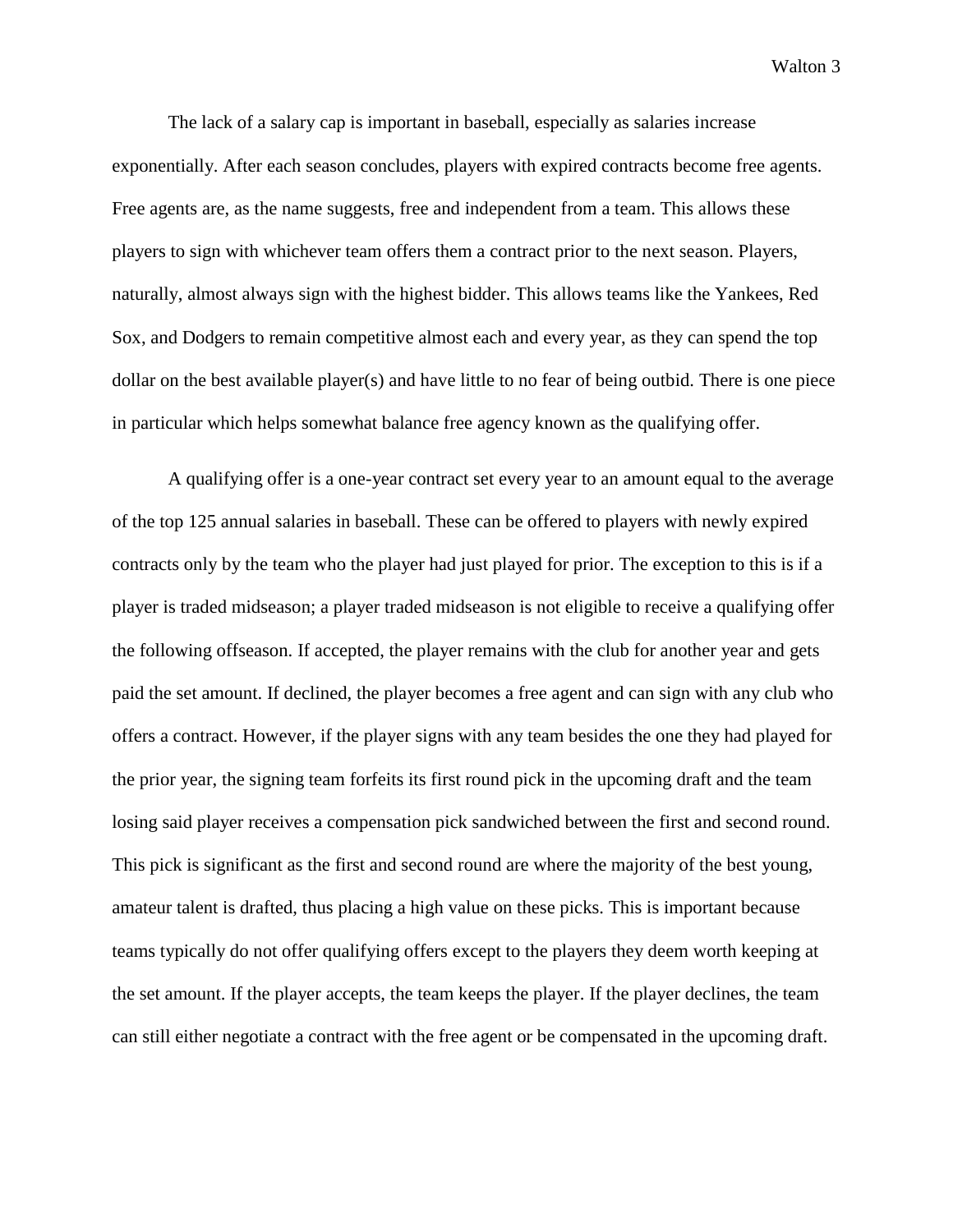The lack of a salary cap is important in baseball, especially as salaries increase exponentially. After each season concludes, players with expired contracts become free agents. Free agents are, as the name suggests, free and independent from a team. This allows these players to sign with whichever team offers them a contract prior to the next season. Players, naturally, almost always sign with the highest bidder. This allows teams like the Yankees, Red Sox, and Dodgers to remain competitive almost each and every year, as they can spend the top dollar on the best available player(s) and have little to no fear of being outbid. There is one piece in particular which helps somewhat balance free agency known as the qualifying offer.

A qualifying offer is a one-year contract set every year to an amount equal to the average of the top 125 annual salaries in baseball. These can be offered to players with newly expired contracts only by the team who the player had just played for prior. The exception to this is if a player is traded midseason; a player traded midseason is not eligible to receive a qualifying offer the following offseason. If accepted, the player remains with the club for another year and gets paid the set amount. If declined, the player becomes a free agent and can sign with any club who offers a contract. However, if the player signs with any team besides the one they had played for the prior year, the signing team forfeits its first round pick in the upcoming draft and the team losing said player receives a compensation pick sandwiched between the first and second round. This pick is significant as the first and second round are where the majority of the best young, amateur talent is drafted, thus placing a high value on these picks. This is important because teams typically do not offer qualifying offers except to the players they deem worth keeping at the set amount. If the player accepts, the team keeps the player. If the player declines, the team can still either negotiate a contract with the free agent or be compensated in the upcoming draft.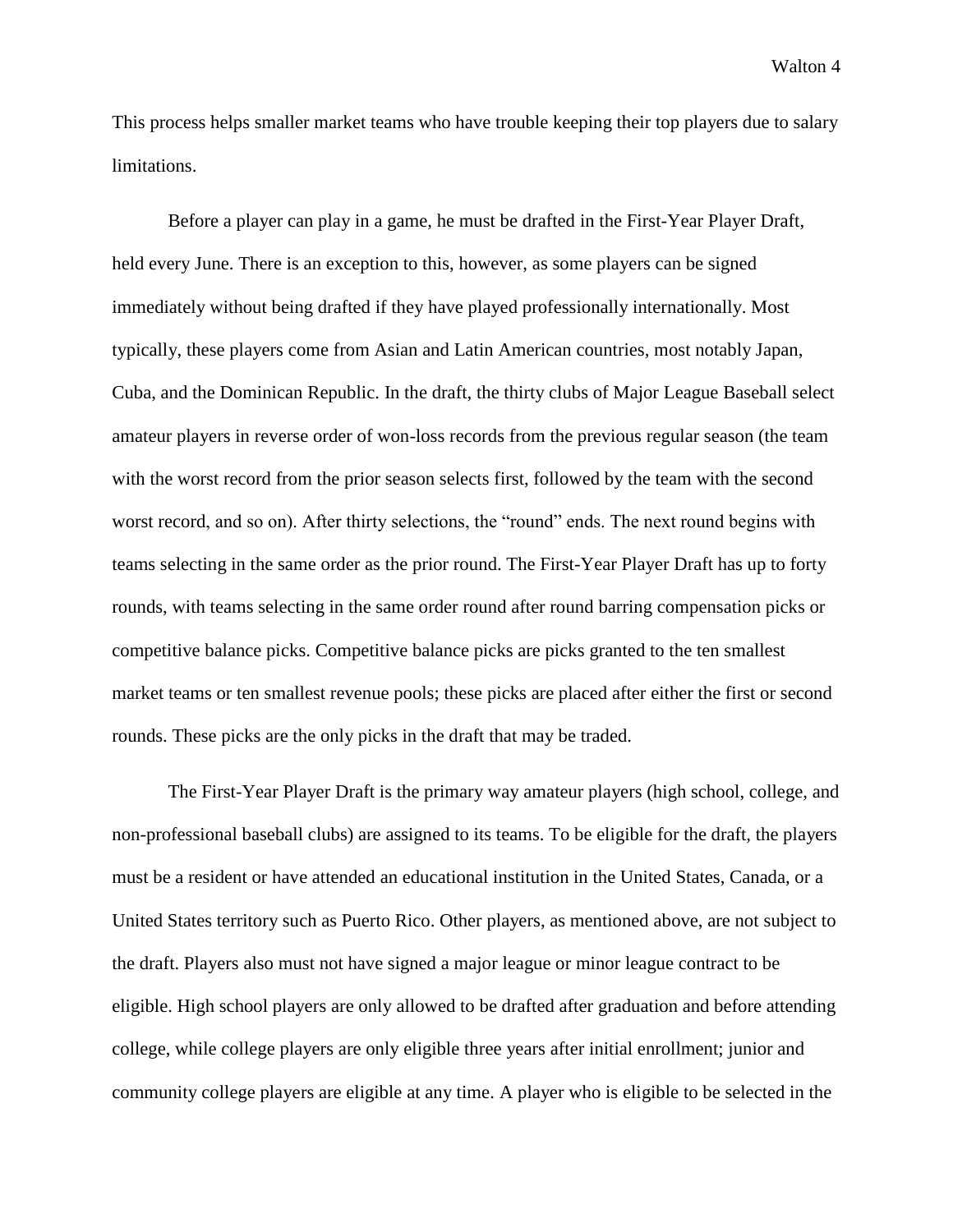This process helps smaller market teams who have trouble keeping their top players due to salary limitations.

Before a player can play in a game, he must be drafted in the First-Year Player Draft, held every June. There is an exception to this, however, as some players can be signed immediately without being drafted if they have played professionally internationally. Most typically, these players come from Asian and Latin American countries, most notably Japan, Cuba, and the Dominican Republic. In the draft, the thirty clubs of Major League Baseball select amateur players in reverse order of won-loss records from the previous regular season (the team with the worst record from the prior season selects first, followed by the team with the second worst record, and so on). After thirty selections, the "round" ends. The next round begins with teams selecting in the same order as the prior round. The First-Year Player Draft has up to forty rounds, with teams selecting in the same order round after round barring compensation picks or competitive balance picks. Competitive balance picks are picks granted to the ten smallest market teams or ten smallest revenue pools; these picks are placed after either the first or second rounds. These picks are the only picks in the draft that may be traded.

The First-Year Player Draft is the primary way amateur players (high school, college, and non-professional baseball clubs) are assigned to its teams. To be eligible for the draft, the players must be a resident or have attended an educational institution in the United States, Canada, or a United States territory such as Puerto Rico. Other players, as mentioned above, are not subject to the draft. Players also must not have signed a major league or minor league contract to be eligible. High school players are only allowed to be drafted after graduation and before attending college, while college players are only eligible three years after initial enrollment; junior and community college players are eligible at any time. A player who is eligible to be selected in the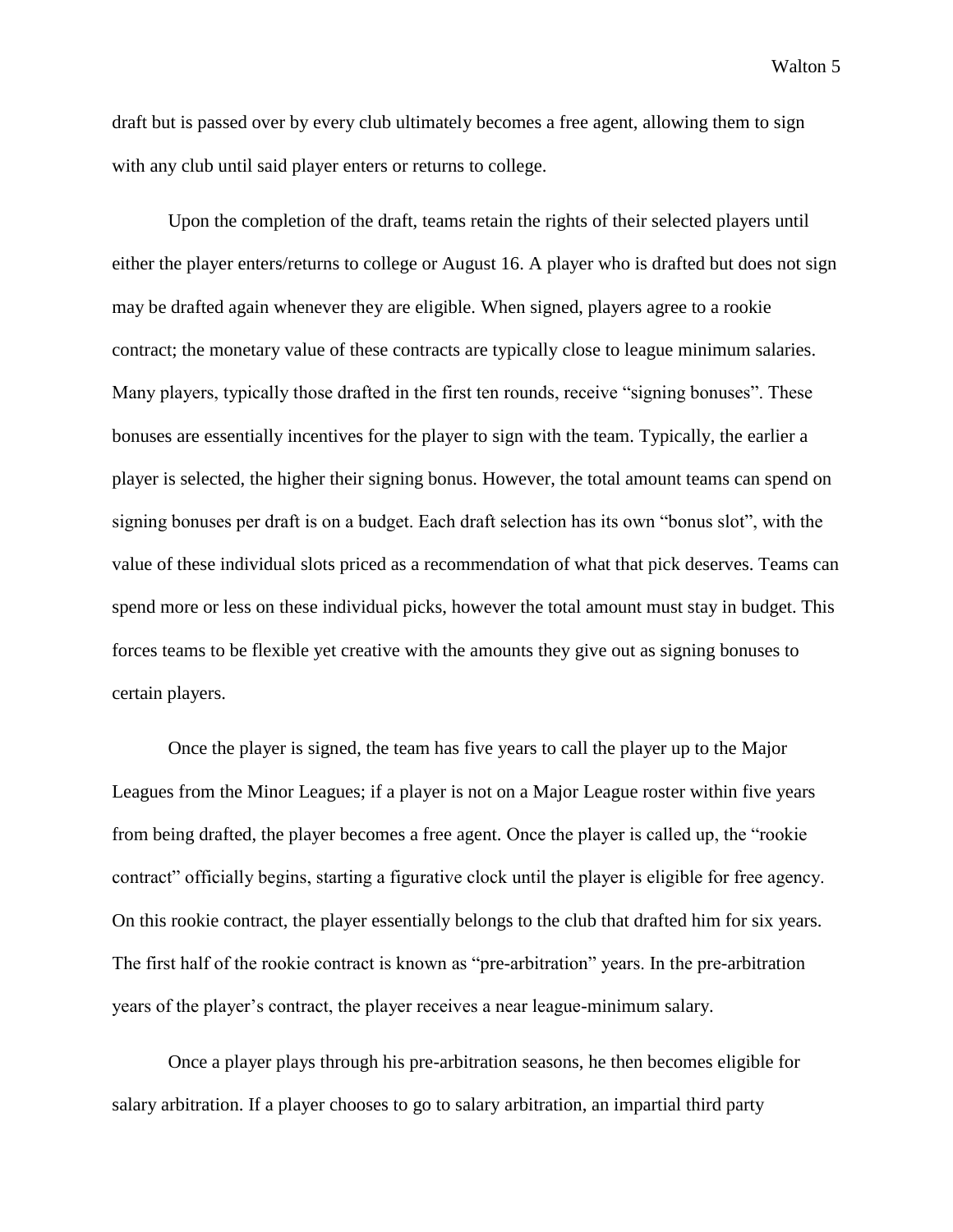draft but is passed over by every club ultimately becomes a free agent, allowing them to sign with any club until said player enters or returns to college.

Upon the completion of the draft, teams retain the rights of their selected players until either the player enters/returns to college or August 16. A player who is drafted but does not sign may be drafted again whenever they are eligible. When signed, players agree to a rookie contract; the monetary value of these contracts are typically close to league minimum salaries. Many players, typically those drafted in the first ten rounds, receive "signing bonuses". These bonuses are essentially incentives for the player to sign with the team. Typically, the earlier a player is selected, the higher their signing bonus. However, the total amount teams can spend on signing bonuses per draft is on a budget. Each draft selection has its own "bonus slot", with the value of these individual slots priced as a recommendation of what that pick deserves. Teams can spend more or less on these individual picks, however the total amount must stay in budget. This forces teams to be flexible yet creative with the amounts they give out as signing bonuses to certain players.

Once the player is signed, the team has five years to call the player up to the Major Leagues from the Minor Leagues; if a player is not on a Major League roster within five years from being drafted, the player becomes a free agent. Once the player is called up, the "rookie contract" officially begins, starting a figurative clock until the player is eligible for free agency. On this rookie contract, the player essentially belongs to the club that drafted him for six years. The first half of the rookie contract is known as "pre-arbitration" years. In the pre-arbitration years of the player's contract, the player receives a near league-minimum salary.

Once a player plays through his pre-arbitration seasons, he then becomes eligible for salary arbitration. If a player chooses to go to salary arbitration, an impartial third party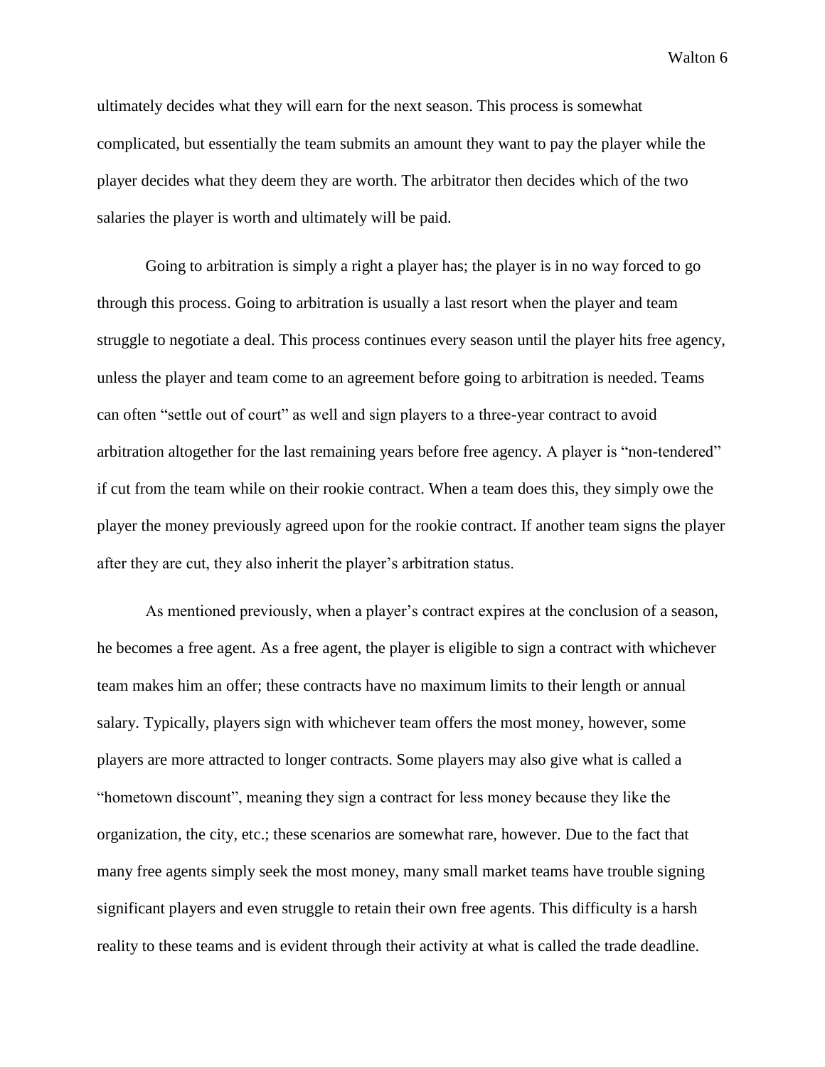ultimately decides what they will earn for the next season. This process is somewhat complicated, but essentially the team submits an amount they want to pay the player while the player decides what they deem they are worth. The arbitrator then decides which of the two salaries the player is worth and ultimately will be paid.

Going to arbitration is simply a right a player has; the player is in no way forced to go through this process. Going to arbitration is usually a last resort when the player and team struggle to negotiate a deal. This process continues every season until the player hits free agency, unless the player and team come to an agreement before going to arbitration is needed. Teams can often "settle out of court" as well and sign players to a three-year contract to avoid arbitration altogether for the last remaining years before free agency. A player is "non-tendered" if cut from the team while on their rookie contract. When a team does this, they simply owe the player the money previously agreed upon for the rookie contract. If another team signs the player after they are cut, they also inherit the player's arbitration status.

As mentioned previously, when a player's contract expires at the conclusion of a season, he becomes a free agent. As a free agent, the player is eligible to sign a contract with whichever team makes him an offer; these contracts have no maximum limits to their length or annual salary. Typically, players sign with whichever team offers the most money, however, some players are more attracted to longer contracts. Some players may also give what is called a "hometown discount", meaning they sign a contract for less money because they like the organization, the city, etc.; these scenarios are somewhat rare, however. Due to the fact that many free agents simply seek the most money, many small market teams have trouble signing significant players and even struggle to retain their own free agents. This difficulty is a harsh reality to these teams and is evident through their activity at what is called the trade deadline.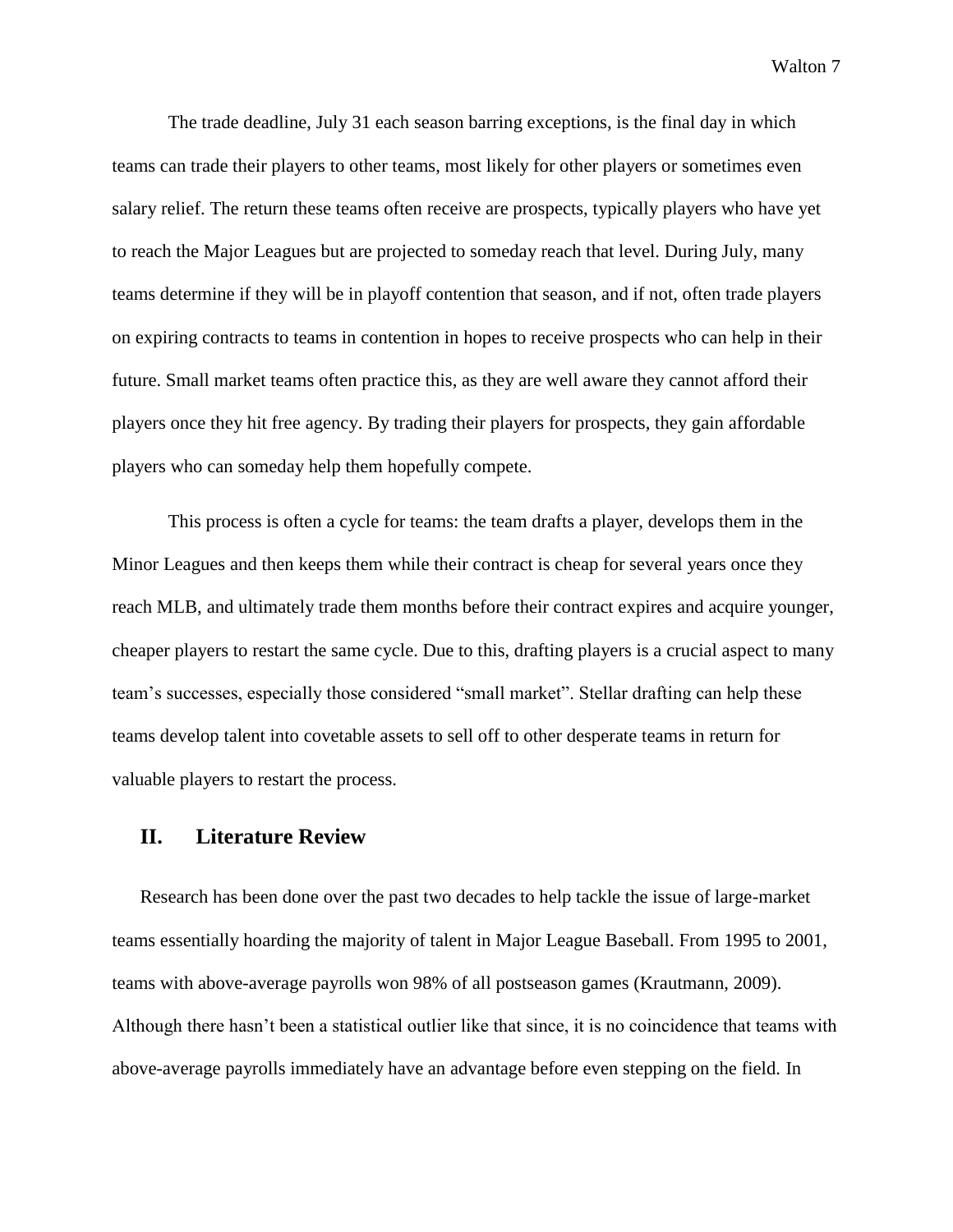The trade deadline, July 31 each season barring exceptions, is the final day in which teams can trade their players to other teams, most likely for other players or sometimes even salary relief. The return these teams often receive are prospects, typically players who have yet to reach the Major Leagues but are projected to someday reach that level. During July, many teams determine if they will be in playoff contention that season, and if not, often trade players on expiring contracts to teams in contention in hopes to receive prospects who can help in their future. Small market teams often practice this, as they are well aware they cannot afford their players once they hit free agency. By trading their players for prospects, they gain affordable players who can someday help them hopefully compete.

This process is often a cycle for teams: the team drafts a player, develops them in the Minor Leagues and then keeps them while their contract is cheap for several years once they reach MLB, and ultimately trade them months before their contract expires and acquire younger, cheaper players to restart the same cycle. Due to this, drafting players is a crucial aspect to many team's successes, especially those considered "small market". Stellar drafting can help these teams develop talent into covetable assets to sell off to other desperate teams in return for valuable players to restart the process.

## II. Literature Review

Research has been done over the past two decades to help tackle the issue of large-market teams essentially hoarding the majority of talent in Major League Baseball. From 1995 to 2001, teams with above-average payrolls won 98% of all postseason games (Krautmann, 2009). Although there hasn't been a statistical outlier like that since, it is no coincidence that teams with above-average payrolls immediately have an advantage before even stepping on the field. In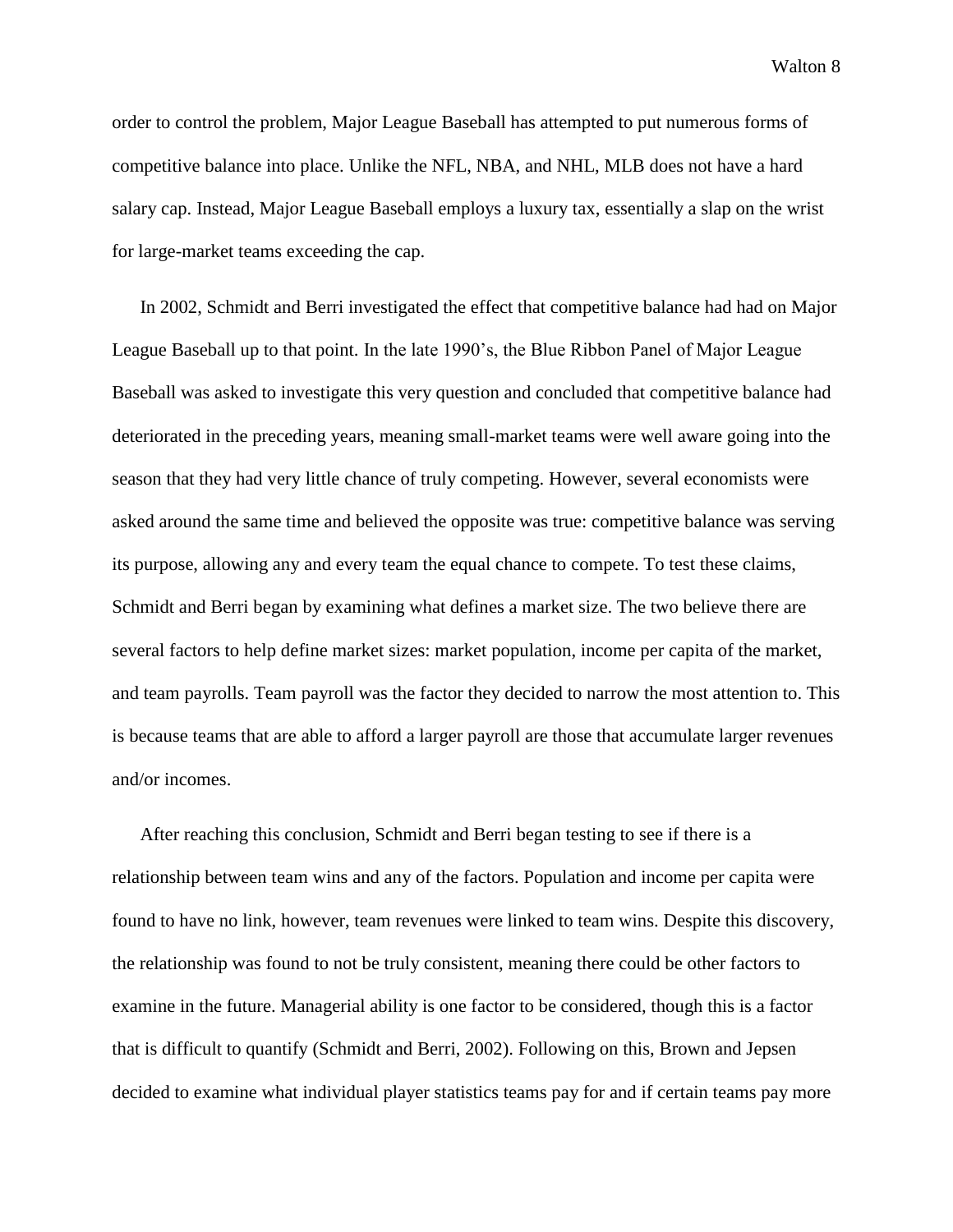order to control the problem, Major League Baseball has attempted to put numerous forms of competitive balance into place. Unlike the NFL, NBA, and NHL, MLB does not have a hard salary cap. Instead, Major League Baseball employs a luxury tax, essentially a slap on the wrist for large-market teams exceeding the cap.

In 2002, Schmidt and Berri investigated the effect that competitive balance had had on Major League Baseball up to that point. In the late 1990's, the Blue Ribbon Panel of Major League Baseball was asked to investigate this very question and concluded that competitive balance had deteriorated in the preceding years, meaning small-market teams were well aware going into the season that they had very little chance of truly competing. However, several economists were asked around the same time and believed the opposite was true: competitive balance was serving its purpose, allowing any and every team the equal chance to compete. To test these claims, Schmidt and Berri began by examining what defines a market size. The two believe there are several factors to help define market sizes: market population, income per capita of the market, and team payrolls. Team payroll was the factor they decided to narrow the most attention to. This is because teams that are able to afford a larger payroll are those that accumulate larger revenues and/or incomes.

After reaching this conclusion, Schmidt and Berri began testing to see if there is a relationship between team wins and any of the factors. Population and income per capita were found to have no link, however, team revenues were linked to team wins. Despite this discovery, the relationship was found to not be truly consistent, meaning there could be other factors to examine in the future. Managerial ability is one factor to be considered, though this is a factor that is difficult to quantify (Schmidt and Berri, 2002). Following on this, Brown and Jepsen decided to examine what individual player statistics teams pay for and if certain teams pay more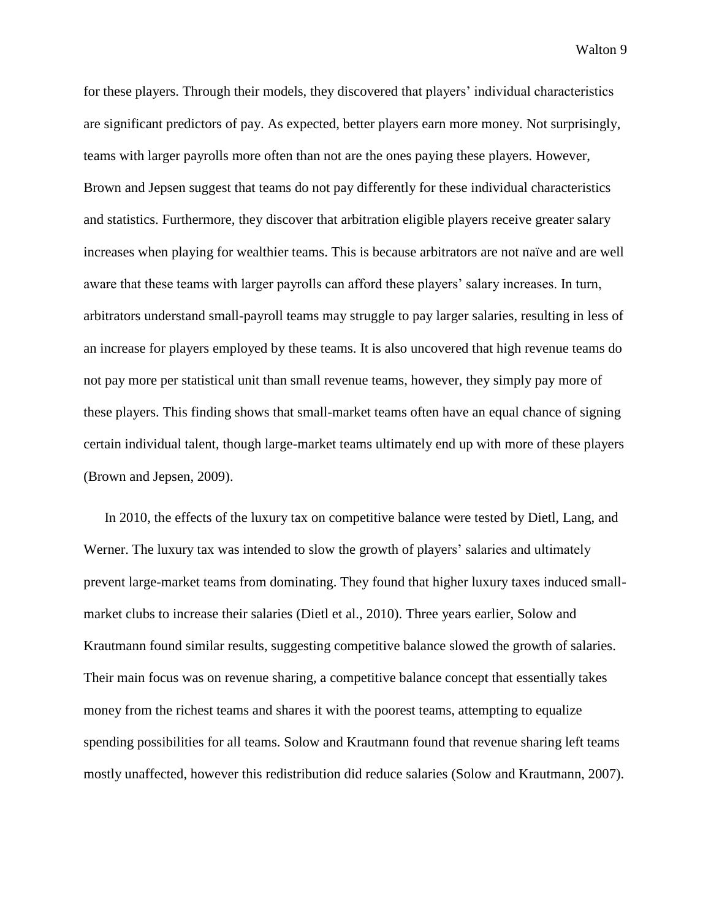for these players. Through their models, they discovered that players' individual characteristics are significant predictors of pay. As expected, better players earn more money. Not surprisingly, teams with larger payrolls more often than not are the ones paying these players. However, Brown and Jepsen suggest that teams do not pay differently for these individual characteristics and statistics. Furthermore, they discover that arbitration eligible players receive greater salary increases when playing for wealthier teams. This is because arbitrators are not naïve and are well aware that these teams with larger payrolls can afford these players' salary increases. In turn, arbitrators understand small-payroll teams may struggle to pay larger salaries, resulting in less of an increase for players employed by these teams. It is also uncovered that high revenue teams do not pay more per statistical unit than small revenue teams, however, they simply pay more of these players. This finding shows that small-market teams often have an equal chance of signing certain individual talent, though large-market teams ultimately end up with more of these players (Brown and Jepsen, 2009).

In 2010, the effects of the luxury tax on competitive balance were tested by Dietl, Lang, and Werner. The luxury tax was intended to slow the growth of players' salaries and ultimately prevent large-market teams from dominating. They found that higher luxury taxes induced small-market clubs to increase their salaries (Dietl et al., 2010). Three years earlier, Solow and Krautmann found similar results, suggesting competitive balance slowed the growth of salaries. Their main focus was on revenue sharing, a competitive balance concept that essentially takes money from the richest teams and shares it with the poorest teams, attempting to equalize spending possibilities for all teams. Solow and Krautmann found that revenue sharing left teams mostly unaffected, however this redistribution did reduce salaries (Solow and Krautmann, 2007).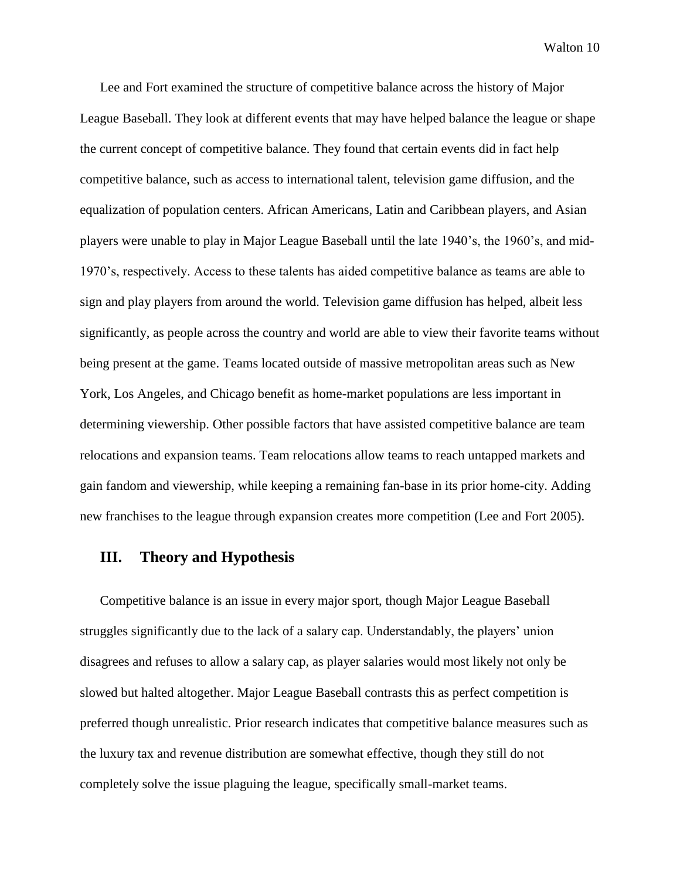Lee and Fort examined the structure of competitive balance across the history of Major League Baseball. They look at different events that may have helped balance the league or shape the current concept of competitive balance. They found that certain events did in fact help competitive balance, such as access to international talent, television game diffusion, and the equalization of population centers. African Americans, Latin and Caribbean players, and Asian players were unable to play in Major League Baseball until the late 1940's, the 1960's, and mid-1970's, respectively. Access to these talents has aided competitive balance as teams are able to sign and play players from around the world. Television game diffusion has helped, albeit less significantly, as people across the country and world are able to view their favorite teams without being present at the game. Teams located outside of massive metropolitan areas such as New York, Los Angeles, and Chicago benefit as home-market populations are less important in determining viewership. Other possible factors that have assisted competitive balance are team relocations and expansion teams. Team relocations allow teams to reach untapped markets and gain fandom and viewership, while keeping a remaining fan-base in its prior home-city. Adding new franchises to the league through expansion creates more competition (Lee and Fort 2005).

## III. Theory and Hypothesis

Competitive balance is an issue in every major sport, though Major League Baseball struggles significantly due to the lack of a salary cap. Understandably, the players' union disagrees and refuses to allow a salary cap, as player salaries would most likely not only be slowed but halted altogether. Major League Baseball contrasts this as perfect competition is preferred though unrealistic. Prior research indicates that competitive balance measures such as the luxury tax and revenue distribution are somewhat effective, though they still do not completely solve the issue plaguing the league, specifically small-market teams.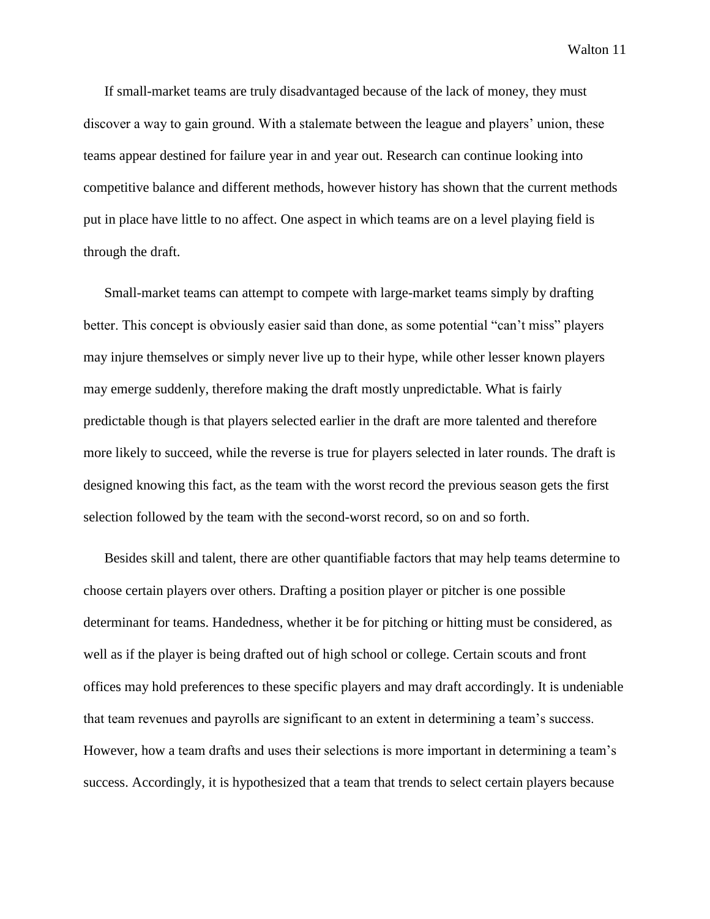If small-market teams are truly disadvantaged because of the lack of money, they must discover a way to gain ground. With a stalemate between the league and players' union, these teams appear destined for failure year in and year out. Research can continue looking into competitive balance and different methods, however history has shown that the current methods put in place have little to no affect. One aspect in which teams are on a level playing field is through the draft.

Small-market teams can attempt to compete with large-market teams simply by drafting better. This concept is obviously easier said than done, as some potential "can't miss" players may injure themselves or simply never live up to their hype, while other lesser known players may emerge suddenly, therefore making the draft mostly unpredictable. What is fairly predictable though is that players selected earlier in the draft are more talented and therefore more likely to succeed, while the reverse is true for players selected in later rounds. The draft is designed knowing this fact, as the team with the worst record the previous season gets the first selection followed by the team with the second-worst record, so on and so forth.

Besides skill and talent, there are other quantifiable factors that may help teams determine to choose certain players over others. Drafting a position player or pitcher is one possible determinant for teams. Handedness, whether it be for pitching or hitting must be considered, as well as if the player is being drafted out of high school or college. Certain scouts and front offices may hold preferences to these specific players and may draft accordingly. It is undeniable that team revenues and payrolls are significant to an extent in determining a team's success. However, how a team drafts and uses their selections is more important in determining a team's success. Accordingly, it is hypothesized that a team that trends to select certain players because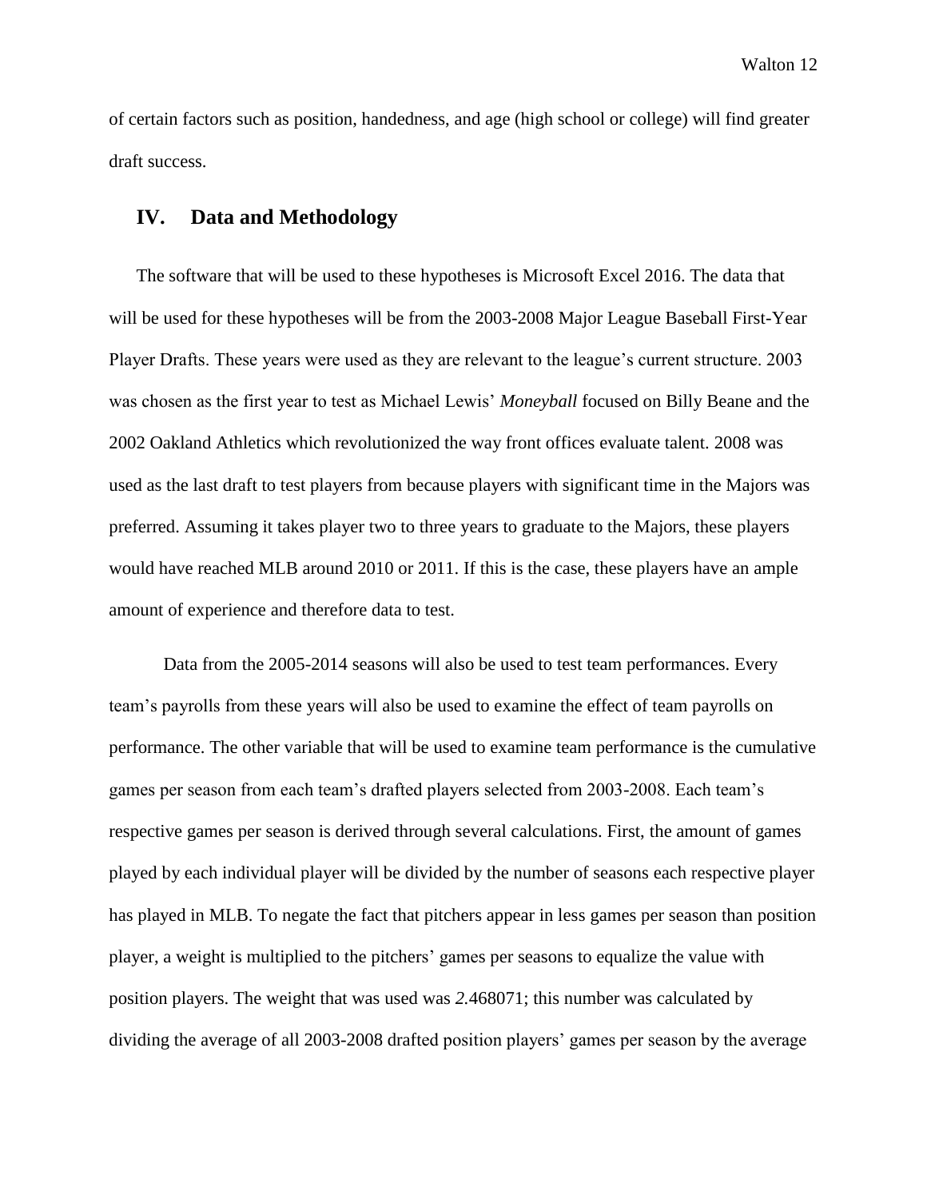of certain factors such as position, handedness, and age (high school or college) will find greater draft success.

## IV. Data and Methodology

The software that will be used to these hypotheses is Microsoft Excel 2016. The data that will be used for these hypotheses will be from the 2003-2008 Major League Baseball First-Year Player Drafts. These years were used as they are relevant to the league's current structure. 2003 was chosen as the first year to test as Michael Lewis' *Moneyball* focused on Billy Beane and the 2002 Oakland Athletics which revolutionized the way front offices evaluate talent. 2008 was used as the last draft to test players from because players with significant time in the Majors was preferred. Assuming it takes player two to three years to graduate to the Majors, these players would have reached MLB around 2010 or 2011. If this is the case, these players have an ample amount of experience and therefore data to test.

Data from the 2005-2014 seasons will also be used to test team performances. Every team's payrolls from these years will also be used to examine the effect of team payrolls on performance. The other variable that will be used to examine team performance is the cumulative games per season from each team's drafted players selected from 2003-2008. Each team's respective games per season is derived through several calculations. First, the amount of games played by each individual player will be divided by the number of seasons each respective player has played in MLB. To negate the fact that pitchers appear in less games per season than position player, a weight is multiplied to the pitchers' games per seasons to equalize the value with position players. The weight that was used was *2.*468071; this number was calculated by dividing the average of all 2003-2008 drafted position players' games per season by the average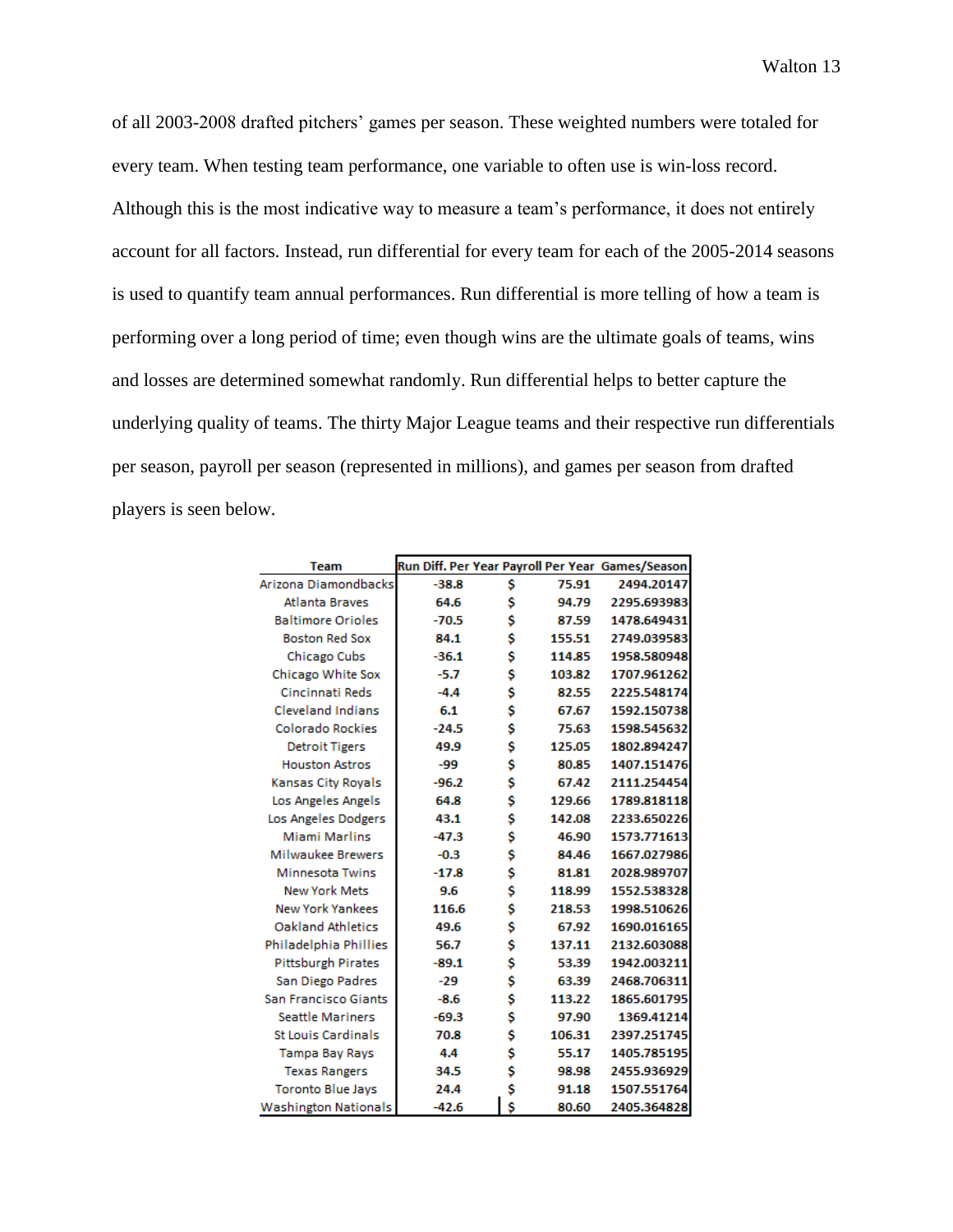of all 2003-2008 drafted pitchers' games per season. These weighted numbers were totaled for every team. When testing team performance, one variable to often use is win-loss record. Although this is the most indicative way to measure a team's performance, it does not entirely account for all factors. Instead, run differential for every team for each of the 2005-2014 seasons is used to quantify team annual performances. Run differential is more telling of how a team is performing over a long period of time; even though wins are the ultimate goals of teams, wins and losses are determined somewhat randomly. Run differential helps to better capture the underlying quality of teams. The thirty Major League teams and their respective run differentials per season, payroll per season (represented in millions), and games per season from drafted players is seen below.

| Team | Run Diff. Per Year | Payroll Per Year | Games/Season |
|---|---|---|---|
| Arizona Diamondbacks | -38.8 | $ 75.91 | 2494.20147 |
| Atlanta Braves | 64.6 | $ 94.79 | 2295.693983 |
| Baltimore Orioles | -70.5 | $ 87.59 | 1478.649431 |
| Boston Red Sox | 84.1 | $ 155.51 | 2749.039583 |
| Chicago Cubs | -36.1 | $ 114.85 | 1958.580948 |
| Chicago White Sox | -5.7 | $ 103.82 | 1707.961262 |
| Cincinnati Reds | -4.4 | $ 82.55 | 2225.548174 |
| Cleveland Indians | 6.1 | $ 67.67 | 1592.150738 |
| Colorado Rockies | -24.5 | $ 75.63 | 1598.545632 |
| Detroit Tigers | 49.9 | $ 125.05 | 1802.894247 |
| Houston Astros | -99 | $ 80.85 | 1407.151476 |
| Kansas City Royals | -96.2 | $ 67.42 | 2111.254454 |
| Los Angeles Angels | 64.8 | $ 129.66 | 1789.818118 |
| Los Angeles Dodgers | 43.1 | $ 142.08 | 2233.650226 |
| Miami Marlins | -47.3 | $ 46.90 | 1573.771613 |
| Milwaukee Brewers | -0.3 | $ 84.46 | 1667.027986 |
| Minnesota Twins | -17.8 | $ 81.81 | 2028.989707 |
| New York Mets | 9.6 | $ 118.99 | 1552.538328 |
| New York Yankees | 116.6 | $ 218.53 | 1998.510626 |
| Oakland Athletics | 49.6 | $ 67.92 | 1690.016165 |
| Philadelphia Phillies | 56.7 | $ 137.11 | 2132.603088 |
| Pittsburgh Pirates | -89.1 | $ 53.39 | 1942.003211 |
| San Diego Padres | -29 | $ 63.39 | 2468.706311 |
| San Francisco Giants | -8.6 | $ 113.22 | 1865.601795 |
| Seattle Mariners | -69.3 | $ 97.90 | 1369.41214 |
| St Louis Cardinals | 70.8 | $ 106.31 | 2397.251745 |
| Tampa Bay Rays | 4.4 | $ 55.17 | 1405.785195 |
| Texas Rangers | 34.5 | $ 98.98 | 2455.936929 |
| Toronto Blue Jays | 24.4 | $ 91.18 | 1507.551764 |
| Washington Nationals | -42.6 | $ 80.60 | 2405.364828 |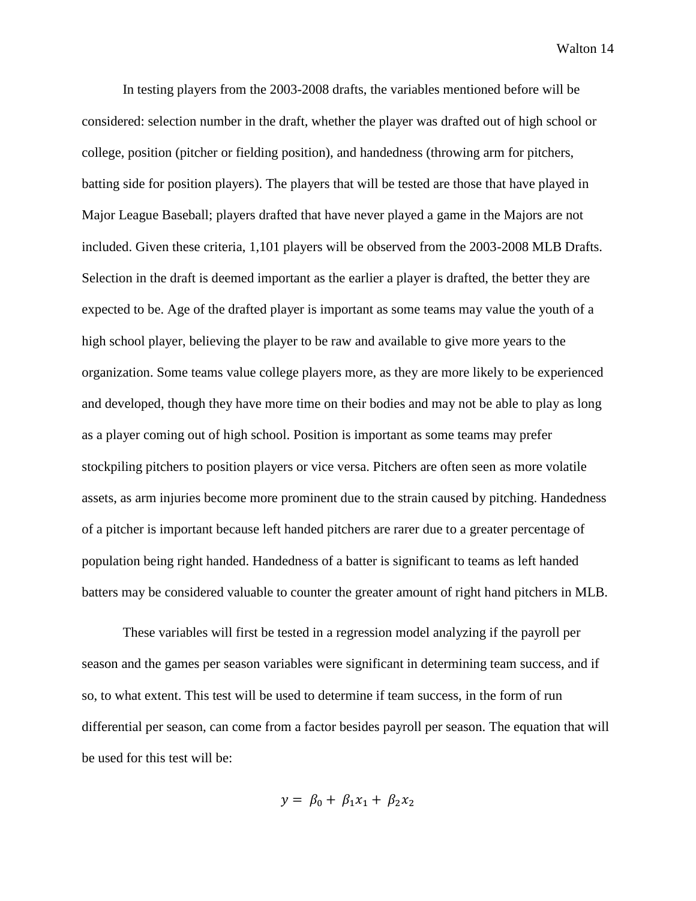In testing players from the 2003-2008 drafts, the variables mentioned before will be considered: selection number in the draft, whether the player was drafted out of high school or college, position (pitcher or fielding position), and handedness (throwing arm for pitchers, batting side for position players). The players that will be tested are those that have played in Major League Baseball; players drafted that have never played a game in the Majors are not included. Given these criteria, 1,101 players will be observed from the 2003-2008 MLB Drafts. Selection in the draft is deemed important as the earlier a player is drafted, the better they are expected to be. Age of the drafted player is important as some teams may value the youth of a high school player, believing the player to be raw and available to give more years to the organization. Some teams value college players more, as they are more likely to be experienced and developed, though they have more time on their bodies and may not be able to play as long as a player coming out of high school. Position is important as some teams may prefer stockpiling pitchers to position players or vice versa. Pitchers are often seen as more volatile assets, as arm injuries become more prominent due to the strain caused by pitching. Handedness of a pitcher is important because left handed pitchers are rarer due to a greater percentage of population being right handed. Handedness of a batter is significant to teams as left handed batters may be considered valuable to counter the greater amount of right hand pitchers in MLB.

These variables will first be tested in a regression model analyzing if the payroll per season and the games per season variables were significant in determining team success, and if so, to what extent. This test will be used to determine if team success, in the form of run differential per season, can come from a factor besides payroll per season. The equation that will be used for this test will be:

$$y = \beta_0 + \beta_1 x_1 + \beta_2 x_2$$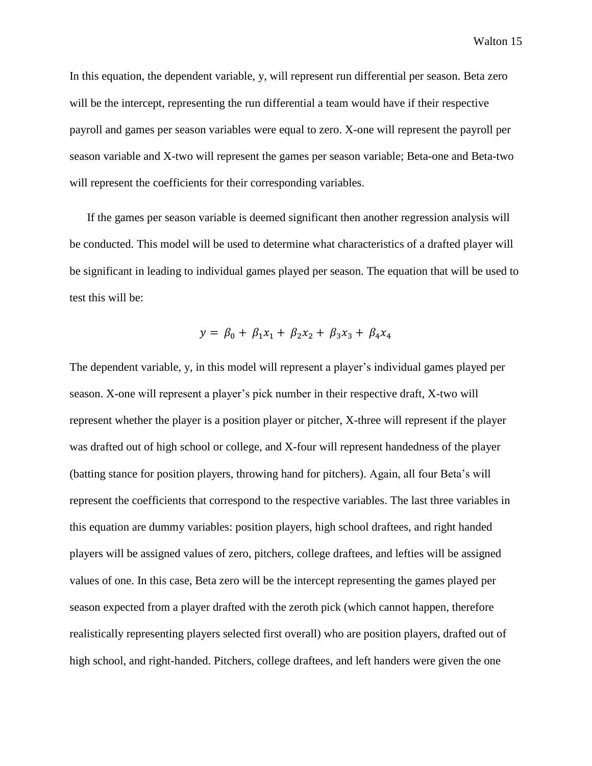In this equation, the dependent variable, y, will represent run differential per season. Beta zero will be the intercept, representing the run differential a team would have if their respective payroll and games per season variables were equal to zero. X-one will represent the payroll per season variable and X-two will represent the games per season variable; Beta-one and Beta-two will represent the coefficients for their corresponding variables.

If the games per season variable is deemed significant then another regression analysis will be conducted. This model will be used to determine what characteristics of a drafted player will be significant in leading to individual games played per season. The equation that will be used to test this will be:

$$y = \beta_0 + \beta_1 x_1 + \beta_2 x_2 + \beta_3 x_3 + \beta_4 x_4$$

The dependent variable, y, in this model will represent a player's individual games played per season. X-one will represent a player's pick number in their respective draft, X-two will represent whether the player is a position player or pitcher, X-three will represent if the player was drafted out of high school or college, and X-four will represent handedness of the player (batting stance for position players, throwing hand for pitchers). Again, all four Beta's will represent the coefficients that correspond to the respective variables. The last three variables in this equation are dummy variables: position players, high school draftees, and right handed players will be assigned values of zero, pitchers, college draftees, and lefties will be assigned values of one. In this case, Beta zero will be the intercept representing the games played per season expected from a player drafted with the zeroth pick (which cannot happen, therefore realistically representing players selected first overall) who are position players, drafted out of high school, and right-handed. Pitchers, college draftees, and left handers were given the one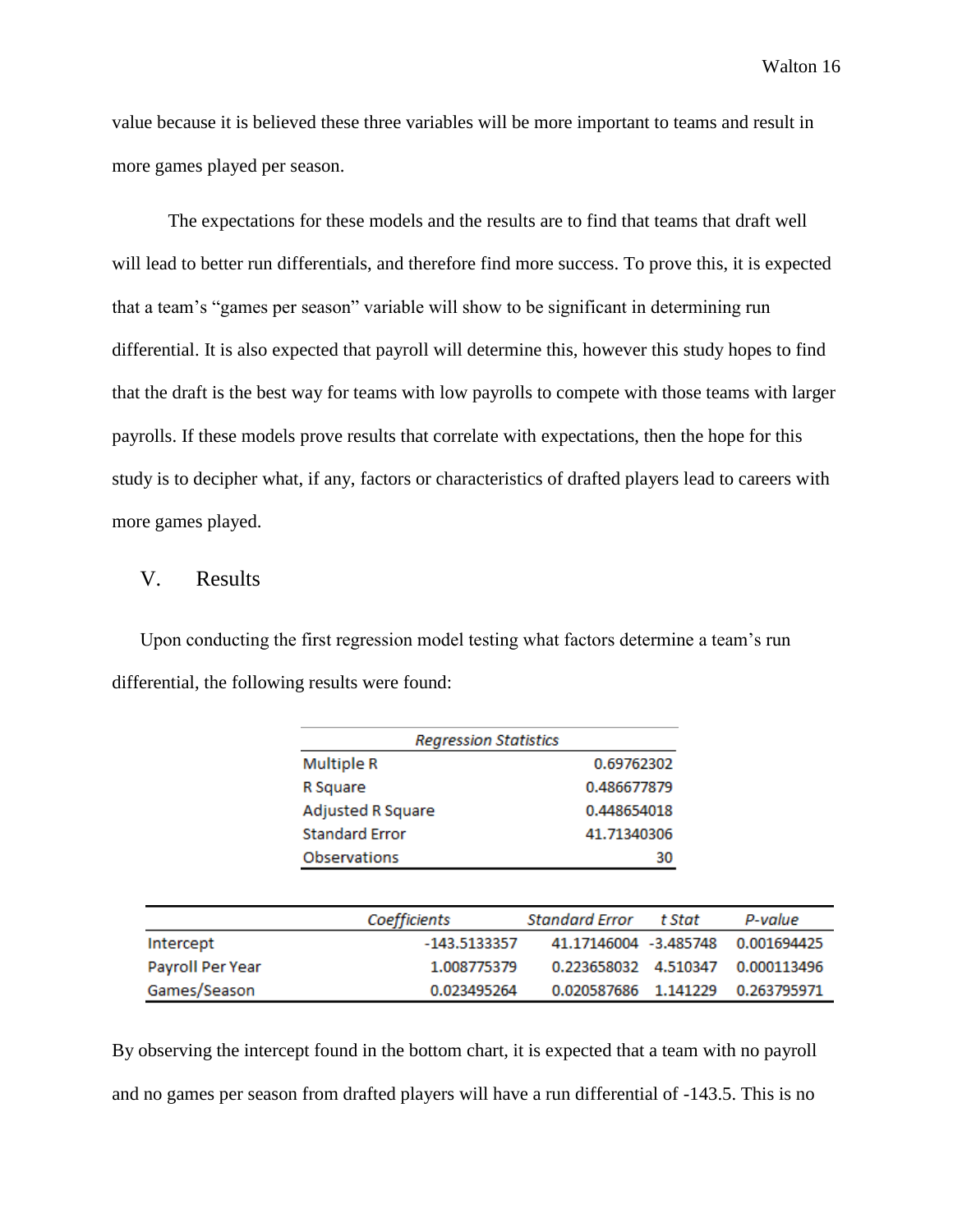value because it is believed these three variables will be more important to teams and result in more games played per season.

The expectations for these models and the results are to find that teams that draft well will lead to better run differentials, and therefore find more success. To prove this, it is expected that a team's "games per season" variable will show to be significant in determining run differential. It is also expected that payroll will determine this, however this study hopes to find that the draft is the best way for teams with low payrolls to compete with those teams with larger payrolls. If these models prove results that correlate with expectations, then the hope for this study is to decipher what, if any, factors or characteristics of drafted players lead to careers with more games played.

## V. Results

Upon conducting the first regression model testing what factors determine a team's run differential, the following results were found:

| *Regression Statistics* | |
|---|---|
| Multiple R | 0.69762302 |
| R Square | 0.486677879 |
| Adjusted R Square | 0.448654018 |
| Standard Error | 41.71340306 |
| Observations | 30 |

| | *Coefficients* | *Standard Error* | *t Stat* | *P-value* |
|---|---|---|---|---|
| Intercept | -143.5133357 | 41.17146004 | -3.485748 | 0.001694425 |
| Payroll Per Year | 1.008775379 | 0.223658032 | 4.510347 | 0.000113496 |
| Games/Season | 0.023495264 | 0.020587686 | 1.141229 | 0.263795971 |

By observing the intercept found in the bottom chart, it is expected that a team with no payroll and no games per season from drafted players will have a run differential of -143.5. This is no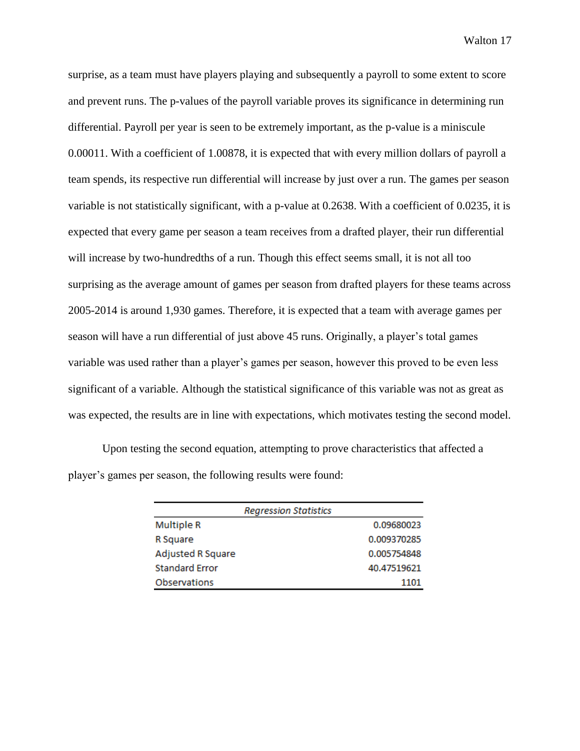surprise, as a team must have players playing and subsequently a payroll to some extent to score and prevent runs. The p-values of the payroll variable proves its significance in determining run differential. Payroll per year is seen to be extremely important, as the p-value is a miniscule 0.00011. With a coefficient of 1.00878, it is expected that with every million dollars of payroll a team spends, its respective run differential will increase by just over a run. The games per season variable is not statistically significant, with a p-value at 0.2638. With a coefficient of 0.0235, it is expected that every game per season a team receives from a drafted player, their run differential will increase by two-hundredths of a run. Though this effect seems small, it is not all too surprising as the average amount of games per season from drafted players for these teams across 2005-2014 is around 1,930 games. Therefore, it is expected that a team with average games per season will have a run differential of just above 45 runs. Originally, a player's total games variable was used rather than a player's games per season, however this proved to be even less significant of a variable. Although the statistical significance of this variable was not as great as was expected, the results are in line with expectations, which motivates testing the second model.

Upon testing the second equation, attempting to prove characteristics that affected a player's games per season, the following results were found:

| *Regression Statistics* | |
|---|---|
| Multiple R | 0.09680023 |
| R Square | 0.009370285 |
| Adjusted R Square | 0.005754848 |
| Standard Error | 40.47519621 |
| Observations | 1101 |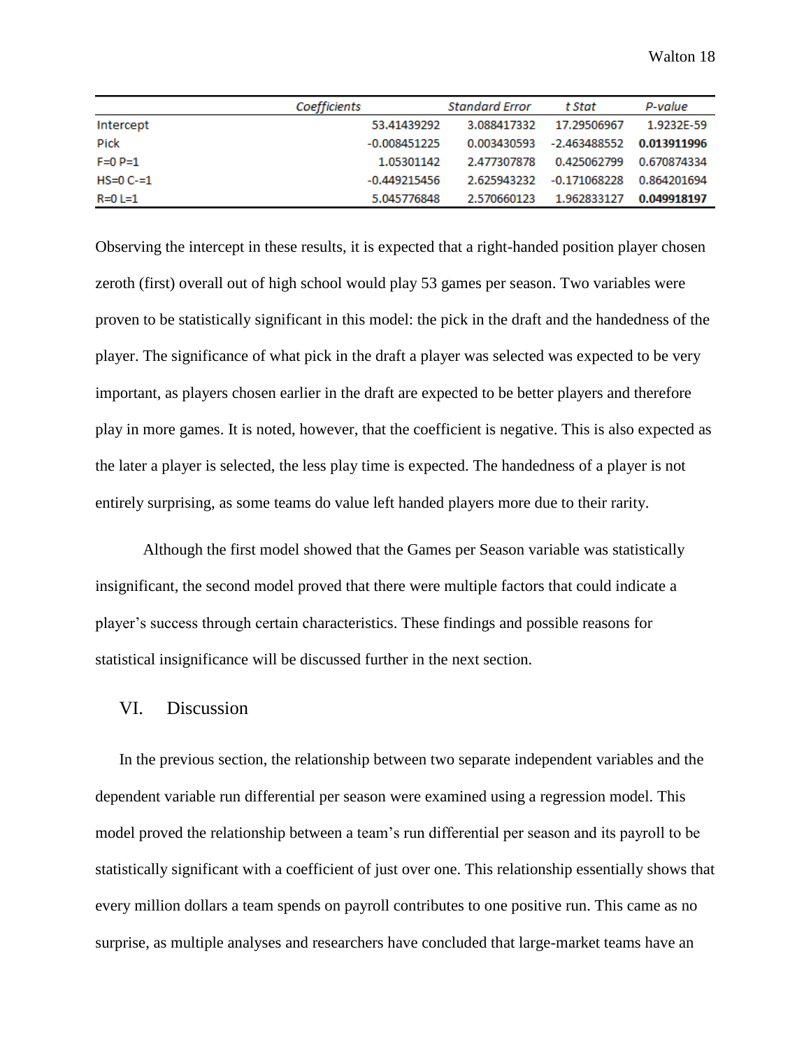| | Coefficients | Standard Error | t Stat | P-value |
|---|---|---|---|---|
| Intercept | 53.41439292 | 3.088417332 | 17.29506967 | 1.9232E-59 |
| Pick | -0.008451225 | 0.003430593 | -2.463488552 | **0.013911996** |
| F=0 P=1 | 1.05301142 | 2.477307878 | 0.425062799 | 0.670874334 |
| HS=0 C-=1 | -0.449215456 | 2.625943232 | -0.171068228 | 0.864201694 |
| R=0 L=1 | 5.045776848 | 2.570660123 | 1.962833127 | **0.049918197** |

Observing the intercept in these results, it is expected that a right-handed position player chosen zeroth (first) overall out of high school would play 53 games per season. Two variables were proven to be statistically significant in this model: the pick in the draft and the handedness of the player. The significance of what pick in the draft a player was selected was expected to be very important, as players chosen earlier in the draft are expected to be better players and therefore play in more games. It is noted, however, that the coefficient is negative. This is also expected as the later a player is selected, the less play time is expected. The handedness of a player is not entirely surprising, as some teams do value left handed players more due to their rarity.

Although the first model showed that the Games per Season variable was statistically insignificant, the second model proved that there were multiple factors that could indicate a player's success through certain characteristics. These findings and possible reasons for statistical insignificance will be discussed further in the next section.

## VI. Discussion

In the previous section, the relationship between two separate independent variables and the dependent variable run differential per season were examined using a regression model. This model proved the relationship between a team's run differential per season and its payroll to be statistically significant with a coefficient of just over one. This relationship essentially shows that every million dollars a team spends on payroll contributes to one positive run. This came as no surprise, as multiple analyses and researchers have concluded that large-market teams have an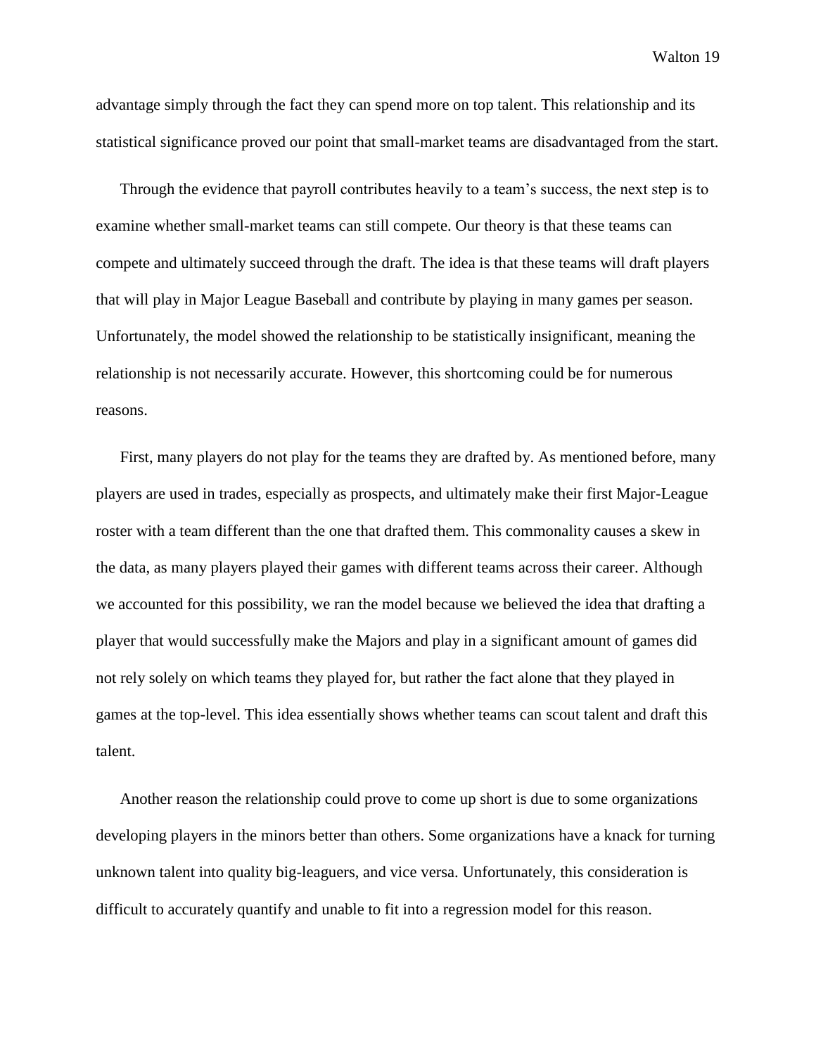advantage simply through the fact they can spend more on top talent. This relationship and its statistical significance proved our point that small-market teams are disadvantaged from the start.

Through the evidence that payroll contributes heavily to a team's success, the next step is to examine whether small-market teams can still compete. Our theory is that these teams can compete and ultimately succeed through the draft. The idea is that these teams will draft players that will play in Major League Baseball and contribute by playing in many games per season. Unfortunately, the model showed the relationship to be statistically insignificant, meaning the relationship is not necessarily accurate. However, this shortcoming could be for numerous reasons.

First, many players do not play for the teams they are drafted by. As mentioned before, many players are used in trades, especially as prospects, and ultimately make their first Major-League roster with a team different than the one that drafted them. This commonality causes a skew in the data, as many players played their games with different teams across their career. Although we accounted for this possibility, we ran the model because we believed the idea that drafting a player that would successfully make the Majors and play in a significant amount of games did not rely solely on which teams they played for, but rather the fact alone that they played in games at the top-level. This idea essentially shows whether teams can scout talent and draft this talent.

Another reason the relationship could prove to come up short is due to some organizations developing players in the minors better than others. Some organizations have a knack for turning unknown talent into quality big-leaguers, and vice versa. Unfortunately, this consideration is difficult to accurately quantify and unable to fit into a regression model for this reason.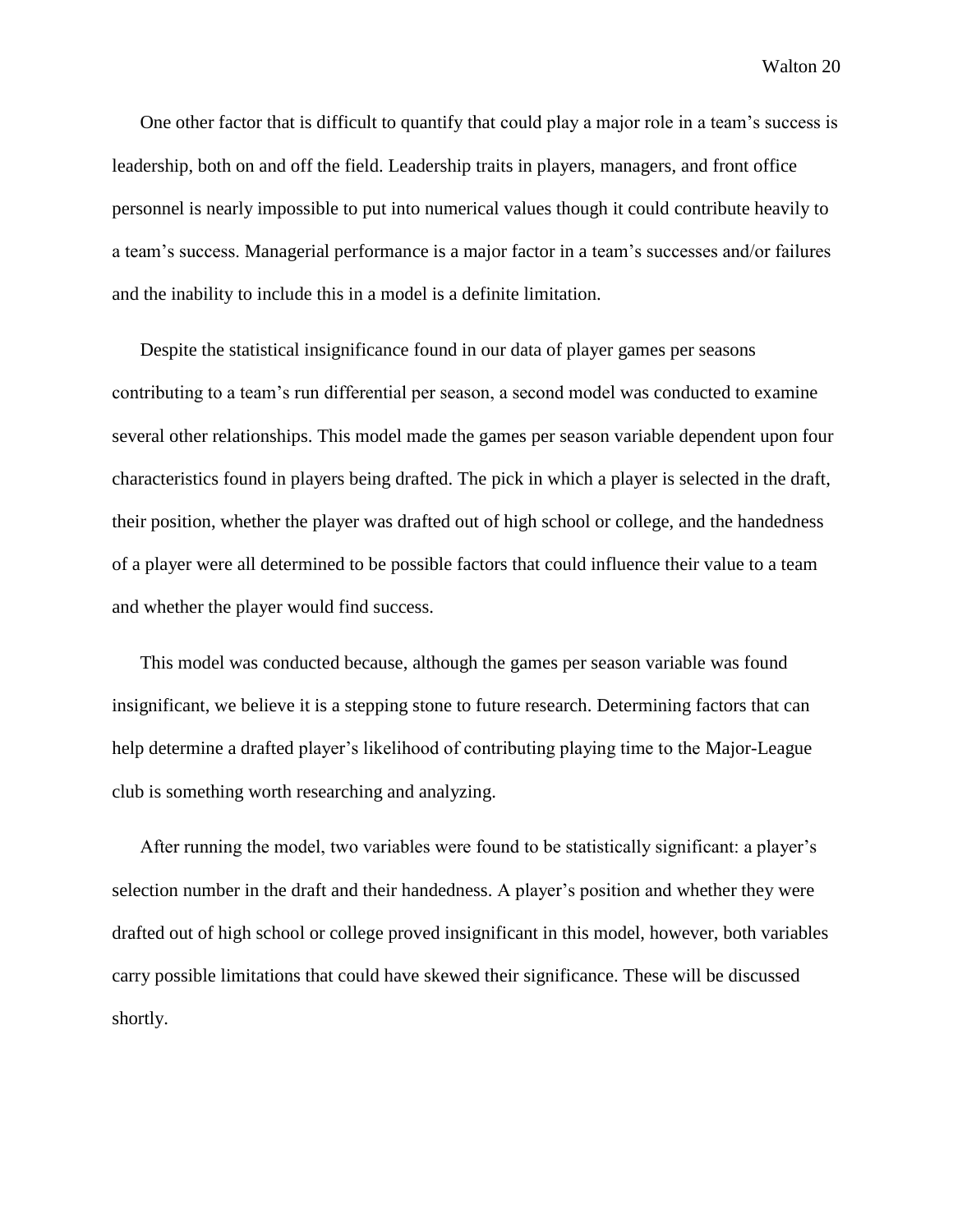One other factor that is difficult to quantify that could play a major role in a team's success is leadership, both on and off the field. Leadership traits in players, managers, and front office personnel is nearly impossible to put into numerical values though it could contribute heavily to a team's success. Managerial performance is a major factor in a team's successes and/or failures and the inability to include this in a model is a definite limitation.

Despite the statistical insignificance found in our data of player games per seasons contributing to a team's run differential per season, a second model was conducted to examine several other relationships. This model made the games per season variable dependent upon four characteristics found in players being drafted. The pick in which a player is selected in the draft, their position, whether the player was drafted out of high school or college, and the handedness of a player were all determined to be possible factors that could influence their value to a team and whether the player would find success.

This model was conducted because, although the games per season variable was found insignificant, we believe it is a stepping stone to future research. Determining factors that can help determine a drafted player's likelihood of contributing playing time to the Major-League club is something worth researching and analyzing.

After running the model, two variables were found to be statistically significant: a player's selection number in the draft and their handedness. A player's position and whether they were drafted out of high school or college proved insignificant in this model, however, both variables carry possible limitations that could have skewed their significance. These will be discussed shortly.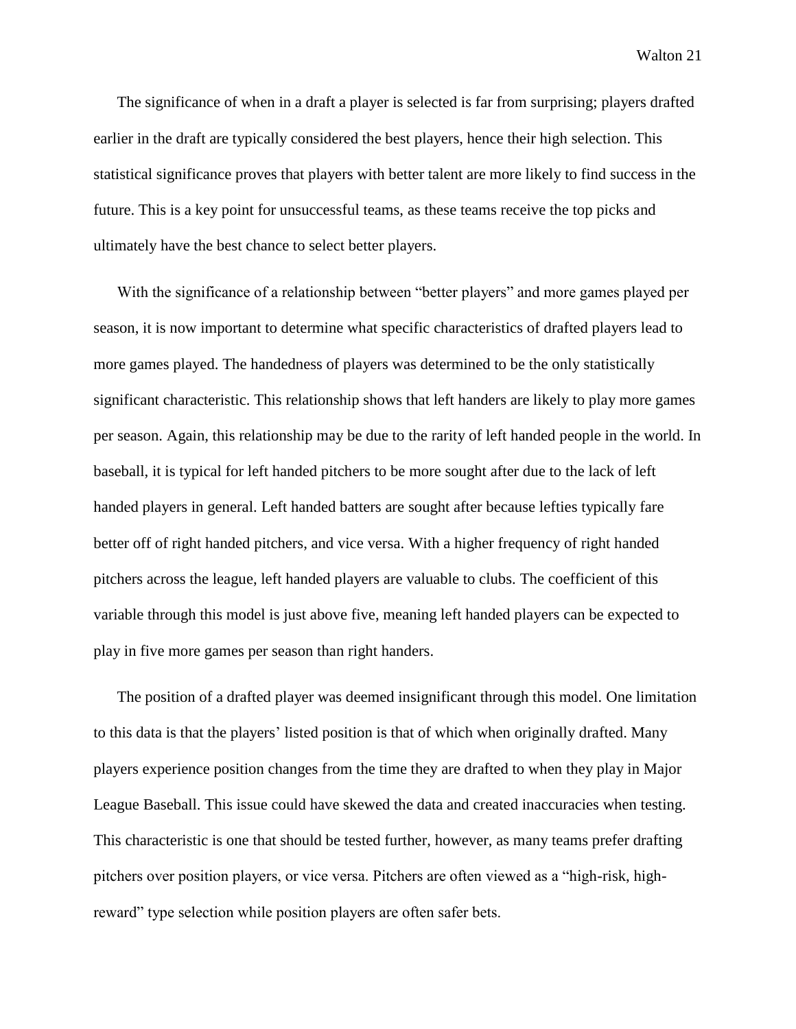The significance of when in a draft a player is selected is far from surprising; players drafted earlier in the draft are typically considered the best players, hence their high selection. This statistical significance proves that players with better talent are more likely to find success in the future. This is a key point for unsuccessful teams, as these teams receive the top picks and ultimately have the best chance to select better players.

With the significance of a relationship between "better players" and more games played per season, it is now important to determine what specific characteristics of drafted players lead to more games played. The handedness of players was determined to be the only statistically significant characteristic. This relationship shows that left handers are likely to play more games per season. Again, this relationship may be due to the rarity of left handed people in the world. In baseball, it is typical for left handed pitchers to be more sought after due to the lack of left handed players in general. Left handed batters are sought after because lefties typically fare better off of right handed pitchers, and vice versa. With a higher frequency of right handed pitchers across the league, left handed players are valuable to clubs. The coefficient of this variable through this model is just above five, meaning left handed players can be expected to play in five more games per season than right handers.

The position of a drafted player was deemed insignificant through this model. One limitation to this data is that the players' listed position is that of which when originally drafted. Many players experience position changes from the time they are drafted to when they play in Major League Baseball. This issue could have skewed the data and created inaccuracies when testing. This characteristic is one that should be tested further, however, as many teams prefer drafting pitchers over position players, or vice versa. Pitchers are often viewed as a "high-risk, high-reward" type selection while position players are often safer bets.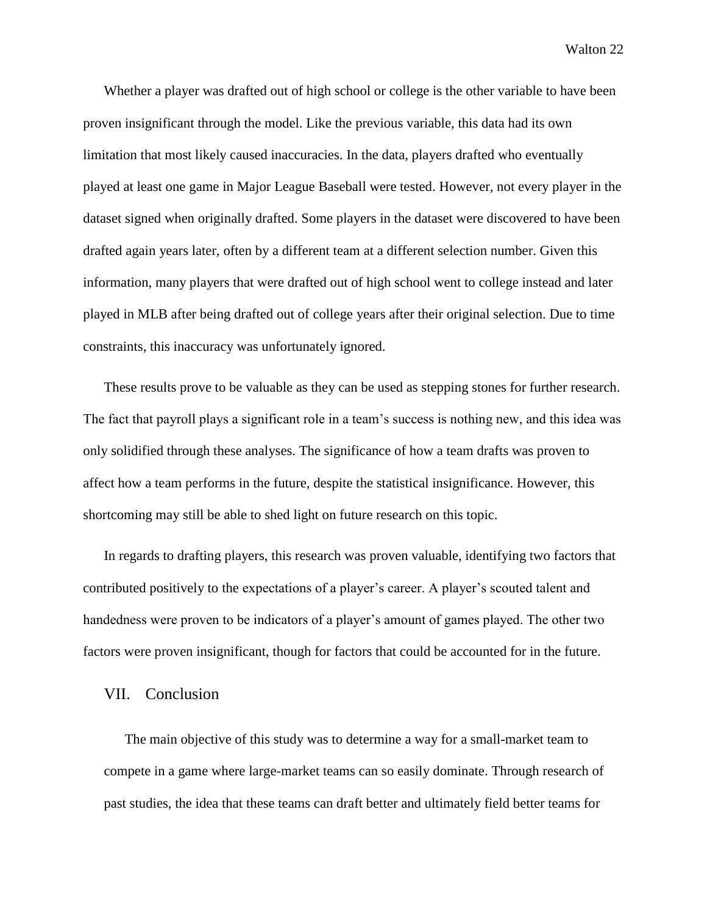Whether a player was drafted out of high school or college is the other variable to have been proven insignificant through the model. Like the previous variable, this data had its own limitation that most likely caused inaccuracies. In the data, players drafted who eventually played at least one game in Major League Baseball were tested. However, not every player in the dataset signed when originally drafted. Some players in the dataset were discovered to have been drafted again years later, often by a different team at a different selection number. Given this information, many players that were drafted out of high school went to college instead and later played in MLB after being drafted out of college years after their original selection. Due to time constraints, this inaccuracy was unfortunately ignored.

These results prove to be valuable as they can be used as stepping stones for further research. The fact that payroll plays a significant role in a team's success is nothing new, and this idea was only solidified through these analyses. The significance of how a team drafts was proven to affect how a team performs in the future, despite the statistical insignificance. However, this shortcoming may still be able to shed light on future research on this topic.

In regards to drafting players, this research was proven valuable, identifying two factors that contributed positively to the expectations of a player's career. A player's scouted talent and handedness were proven to be indicators of a player's amount of games played. The other two factors were proven insignificant, though for factors that could be accounted for in the future.

## VII. Conclusion

The main objective of this study was to determine a way for a small-market team to compete in a game where large-market teams can so easily dominate. Through research of past studies, the idea that these teams can draft better and ultimately field better teams for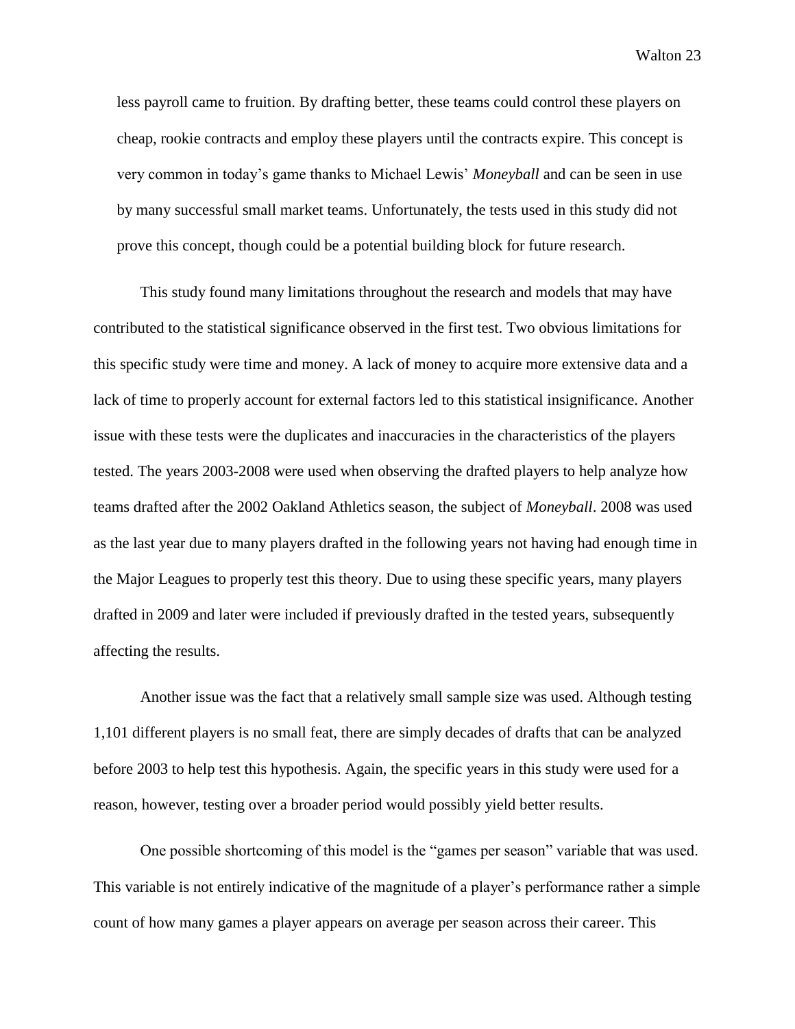less payroll came to fruition. By drafting better, these teams could control these players on cheap, rookie contracts and employ these players until the contracts expire. This concept is very common in today's game thanks to Michael Lewis' *Moneyball* and can be seen in use by many successful small market teams. Unfortunately, the tests used in this study did not prove this concept, though could be a potential building block for future research.

This study found many limitations throughout the research and models that may have contributed to the statistical significance observed in the first test. Two obvious limitations for this specific study were time and money. A lack of money to acquire more extensive data and a lack of time to properly account for external factors led to this statistical insignificance. Another issue with these tests were the duplicates and inaccuracies in the characteristics of the players tested. The years 2003-2008 were used when observing the drafted players to help analyze how teams drafted after the 2002 Oakland Athletics season, the subject of *Moneyball*. 2008 was used as the last year due to many players drafted in the following years not having had enough time in the Major Leagues to properly test this theory. Due to using these specific years, many players drafted in 2009 and later were included if previously drafted in the tested years, subsequently affecting the results.

Another issue was the fact that a relatively small sample size was used. Although testing 1,101 different players is no small feat, there are simply decades of drafts that can be analyzed before 2003 to help test this hypothesis. Again, the specific years in this study were used for a reason, however, testing over a broader period would possibly yield better results.

One possible shortcoming of this model is the "games per season" variable that was used. This variable is not entirely indicative of the magnitude of a player's performance rather a simple count of how many games a player appears on average per season across their career. This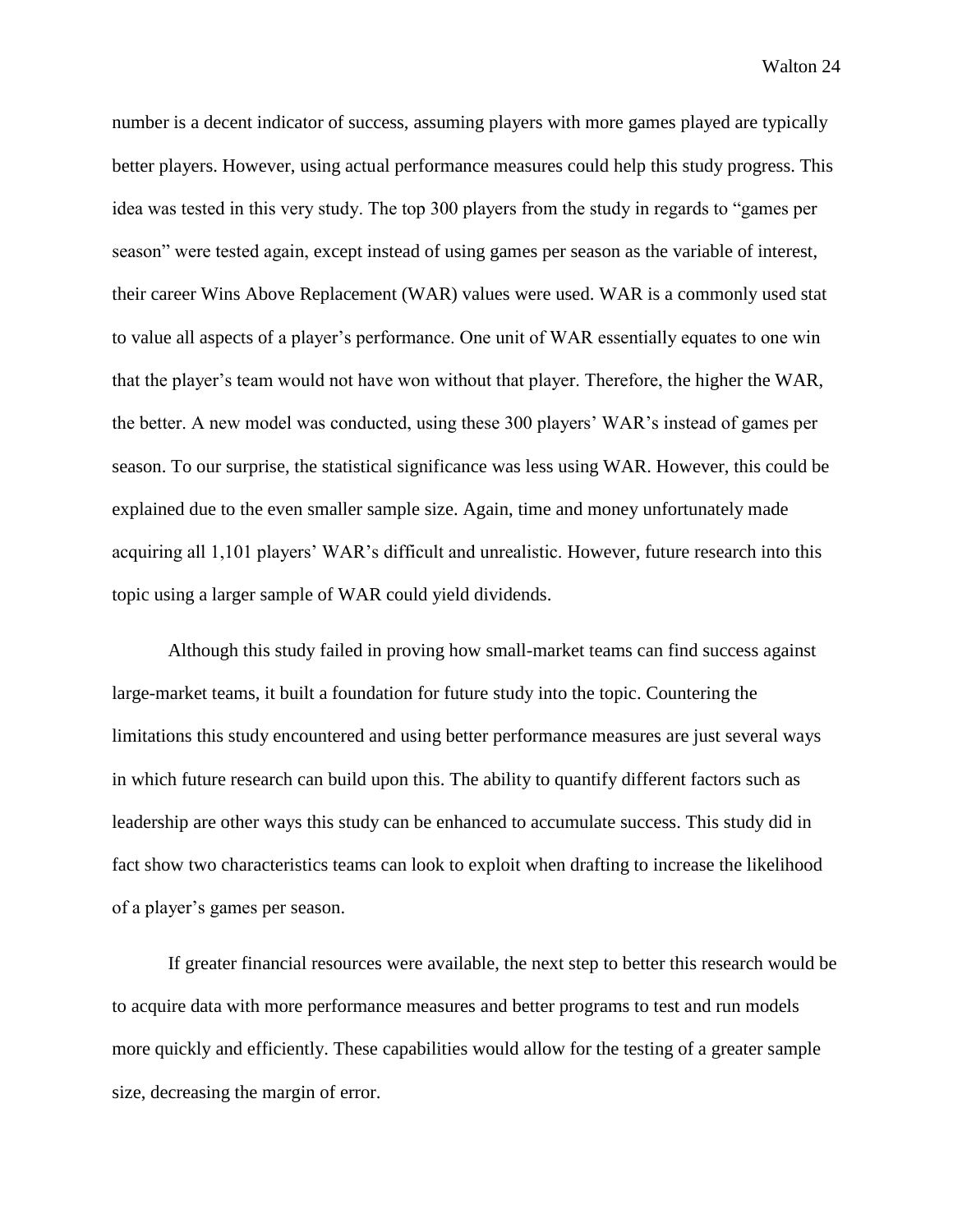number is a decent indicator of success, assuming players with more games played are typically better players. However, using actual performance measures could help this study progress. This idea was tested in this very study. The top 300 players from the study in regards to "games per season" were tested again, except instead of using games per season as the variable of interest, their career Wins Above Replacement (WAR) values were used. WAR is a commonly used stat to value all aspects of a player's performance. One unit of WAR essentially equates to one win that the player's team would not have won without that player. Therefore, the higher the WAR, the better. A new model was conducted, using these 300 players' WAR's instead of games per season. To our surprise, the statistical significance was less using WAR. However, this could be explained due to the even smaller sample size. Again, time and money unfortunately made acquiring all 1,101 players' WAR's difficult and unrealistic. However, future research into this topic using a larger sample of WAR could yield dividends.

Although this study failed in proving how small-market teams can find success against large-market teams, it built a foundation for future study into the topic. Countering the limitations this study encountered and using better performance measures are just several ways in which future research can build upon this. The ability to quantify different factors such as leadership are other ways this study can be enhanced to accumulate success. This study did in fact show two characteristics teams can look to exploit when drafting to increase the likelihood of a player's games per season.

If greater financial resources were available, the next step to better this research would be to acquire data with more performance measures and better programs to test and run models more quickly and efficiently. These capabilities would allow for the testing of a greater sample size, decreasing the margin of error.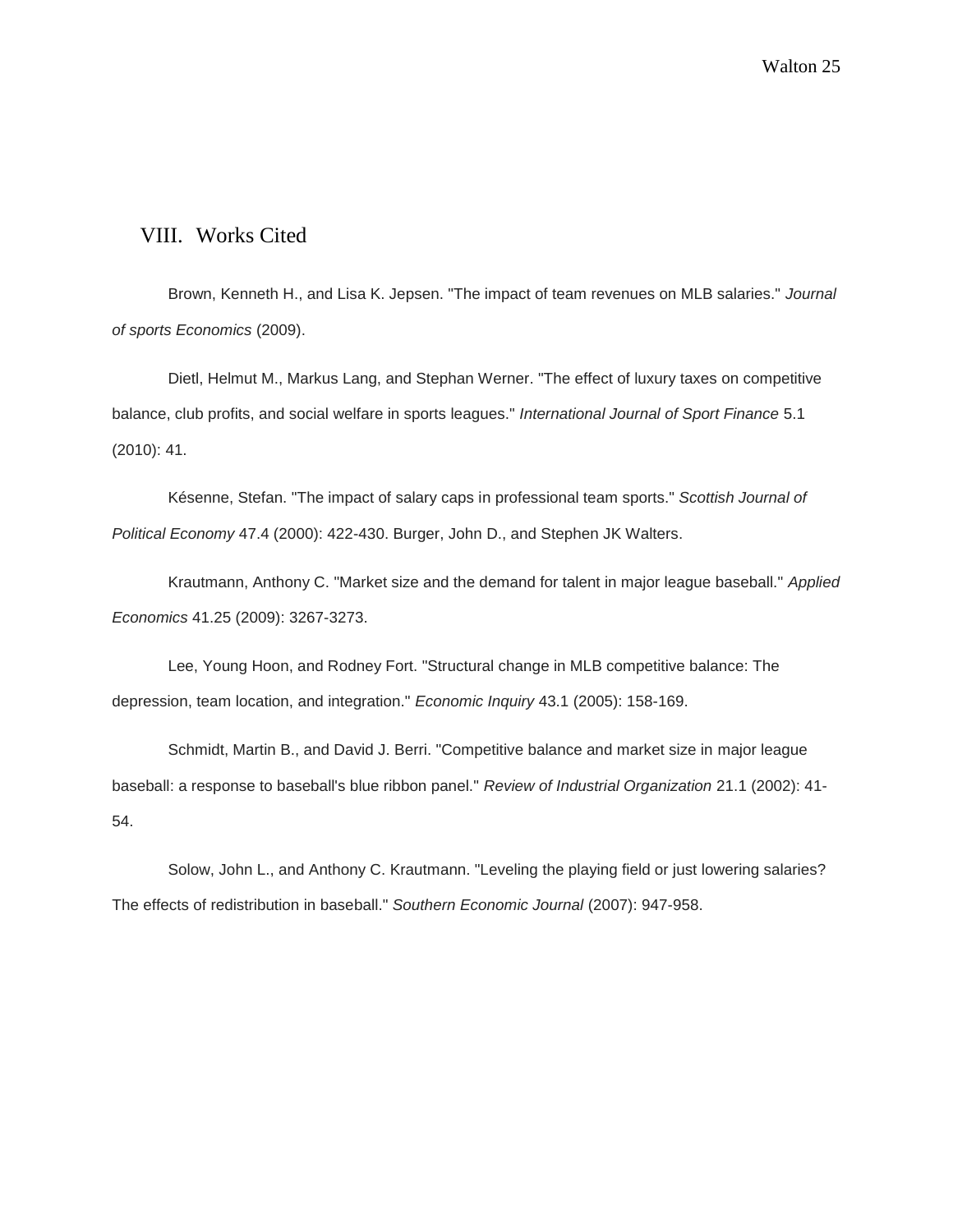## VIII. Works Cited

Brown, Kenneth H., and Lisa K. Jepsen. "The impact of team revenues on MLB salaries." *Journal of sports Economics* (2009).

Dietl, Helmut M., Markus Lang, and Stephan Werner. "The effect of luxury taxes on competitive balance, club profits, and social welfare in sports leagues." *International Journal of Sport Finance* 5.1 (2010): 41.

Késenne, Stefan. "The impact of salary caps in professional team sports." *Scottish Journal of Political Economy* 47.4 (2000): 422-430. Burger, John D., and Stephen JK Walters.

Krautmann, Anthony C. "Market size and the demand for talent in major league baseball." *Applied Economics* 41.25 (2009): 3267-3273.

Lee, Young Hoon, and Rodney Fort. "Structural change in MLB competitive balance: The depression, team location, and integration." *Economic Inquiry* 43.1 (2005): 158-169.

Schmidt, Martin B., and David J. Berri. "Competitive balance and market size in major league baseball: a response to baseball's blue ribbon panel." *Review of Industrial Organization* 21.1 (2002): 41-54.

Solow, John L., and Anthony C. Krautmann. "Leveling the playing field or just lowering salaries? The effects of redistribution in baseball." *Southern Economic Journal* (2007): 947-958.